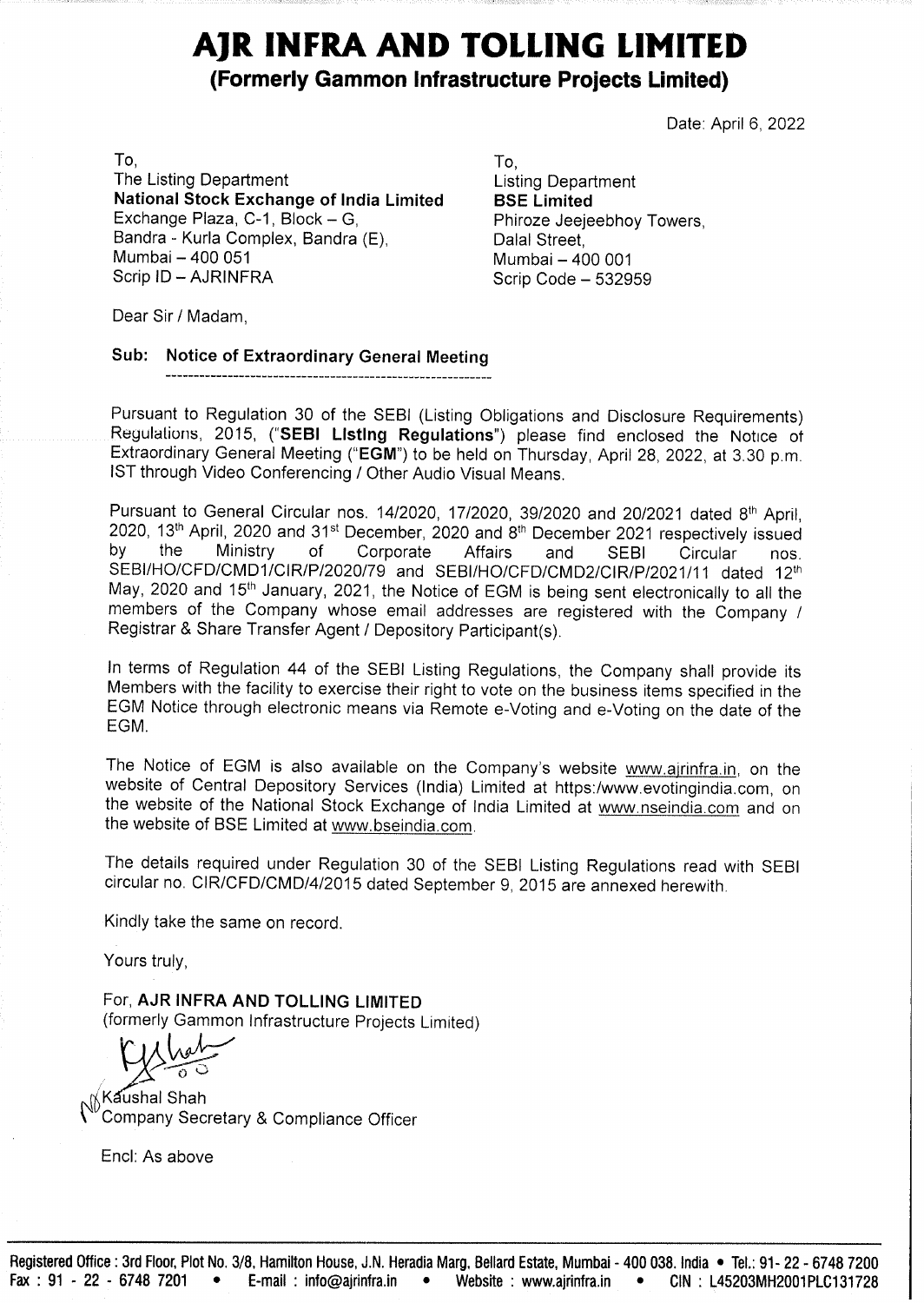# AJR INFRA AND TOLLING LIMITED

## (Formerly Gammon Infrastructure Projects Limited)

Date: April 6, 2022

To,
The Listing Department
**National Stock Exchange of India Limited**
Exchange Plaza, C-1, Block – G,
Bandra - Kurla Complex, Bandra (E),
Mumbai – 400 051
Scrip ID – AJRINFRA

To,
Listing Department
**BSE Limited**
Phiroze Jeejeebhoy Towers,
Dalal Street,
Mumbai – 400 001
Scrip Code – 532959

Dear Sir / Madam,

**Sub: Notice of Extraordinary General Meeting**

Pursuant to Regulation 30 of the SEBI (Listing Obligations and Disclosure Requirements) Regulations, 2015, ("**SEBI Listing Regulations**") please find enclosed the Notice of Extraordinary General Meeting ("**EGM**") to be held on Thursday, April 28, 2022, at 3.30 p.m. IST through Video Conferencing / Other Audio Visual Means.

Pursuant to General Circular nos. 14/2020, 17/2020, 39/2020 and 20/2021 dated 8th April, 2020, 13th April, 2020 and 31st December, 2020 and 8th December 2021 respectively issued by the Ministry of Corporate Affairs and SEBI Circular nos. SEBI/HO/CFD/CMD1/CIR/P/2020/79 and SEBI/HO/CFD/CMD2/CIR/P/2021/11 dated 12th May, 2020 and 15th January, 2021, the Notice of EGM is being sent electronically to all the members of the Company whose email addresses are registered with the Company / Registrar & Share Transfer Agent / Depository Participant(s).

In terms of Regulation 44 of the SEBI Listing Regulations, the Company shall provide its Members with the facility to exercise their right to vote on the business items specified in the EGM Notice through electronic means via Remote e-Voting and e-Voting on the date of the EGM.

The Notice of EGM is also available on the Company's website www.ajrinfra.in, on the website of Central Depository Services (India) Limited at https:/www.evotingindia.com, on the website of the National Stock Exchange of India Limited at www.nseindia.com and on the website of BSE Limited at www.bseindia.com.

The details required under Regulation 30 of the SEBI Listing Regulations read with SEBI circular no. CIR/CFD/CMD/4/2015 dated September 9, 2015 are annexed herewith.

Kindly take the same on record.

Yours truly,

For, **AJR INFRA AND TOLLING LIMITED**
(formerly Gammon Infrastructure Projects Limited)

Kaushal Shah
Company Secretary & Compliance Officer

Encl: As above

Registered Office : 3rd Floor, Plot No. 3/8, Hamilton House, J.N. Heradia Marg, Bellard Estate, Mumbai - 400 038. India • Tel.: 91- 22 - 6748 7200
Fax : 91 - 22 - 6748 7201 • E-mail : info@ajrinfra.in • Website : www.ajrinfra.in • CIN : L45203MH2001PLC131728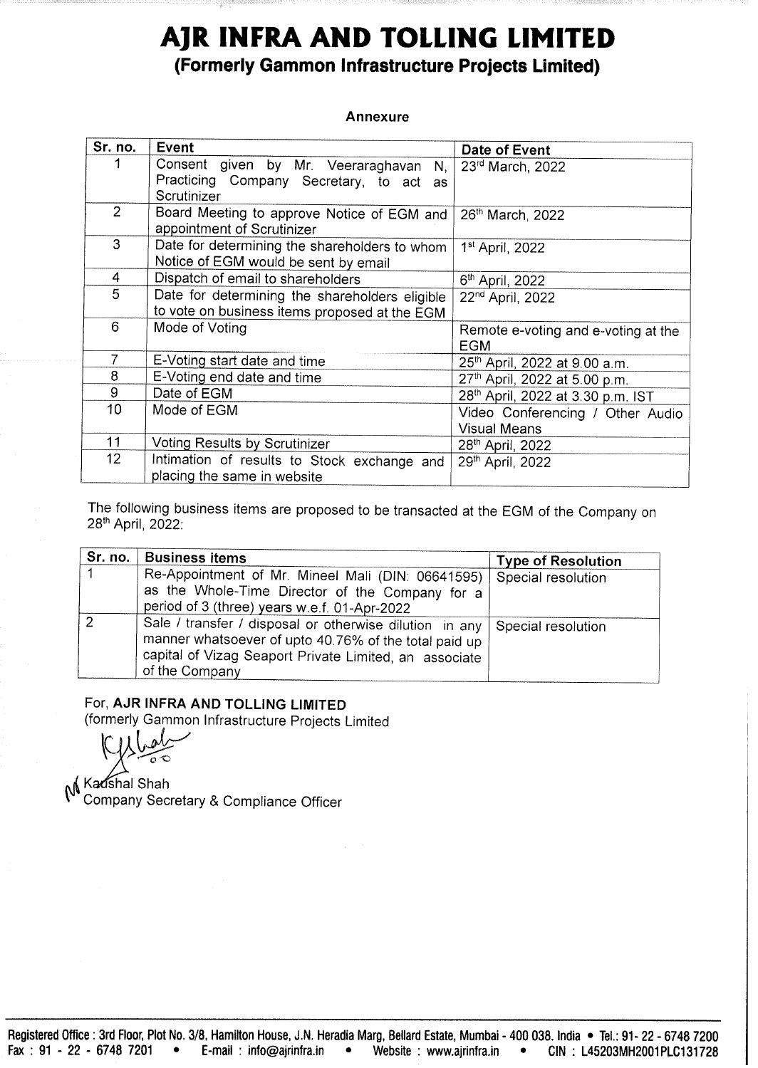# AJR INFRA AND TOLLING LIMITED

## (Formerly Gammon Infrastructure Projects Limited)

### Annexure

| Sr. no. | Event | Date of Event |
|---|---|---|
| 1 | Consent given by Mr. Veeraraghavan N, Practicing Company Secretary, to act as Scrutinizer | 23rd March, 2022 |
| 2 | Board Meeting to approve Notice of EGM and appointment of Scrutinizer | 26th March, 2022 |
| 3 | Date for determining the shareholders to whom Notice of EGM would be sent by email | 1st April, 2022 |
| 4 | Dispatch of email to shareholders | 6th April, 2022 |
| 5 | Date for determining the shareholders eligible to vote on business items proposed at the EGM | 22nd April, 2022 |
| 6 | Mode of Voting | Remote e-voting and e-voting at the EGM |
| 7 | E-Voting start date and time | 25th April, 2022 at 9.00 a.m. |
| 8 | E-Voting end date and time | 27th April, 2022 at 5.00 p.m. |
| 9 | Date of EGM | 28th April, 2022 at 3.30 p.m. IST |
| 10 | Mode of EGM | Video Conferencing / Other Audio Visual Means |
| 11 | Voting Results by Scrutinizer | 28th April, 2022 |
| 12 | Intimation of results to Stock exchange and placing the same in website | 29th April, 2022 |

The following business items are proposed to be transacted at the EGM of the Company on 28th April, 2022:

| Sr. no. | Business items | Type of Resolution |
|---|---|---|
| 1 | Re-Appointment of Mr. Mineel Mali (DIN: 06641595) as the Whole-Time Director of the Company for a period of 3 (three) years w.e.f. 01-Apr-2022 | Special resolution |
| 2 | Sale / transfer / disposal or otherwise dilution in any manner whatsoever of upto 40.76% of the total paid up capital of Vizag Seaport Private Limited, an associate of the Company | Special resolution |

For, **AJR INFRA AND TOLLING LIMITED**
(formerly Gammon Infrastructure Projects Limited

Kaushal Shah
Company Secretary & Compliance Officer

Registered Office : 3rd Floor, Plot No. 3/8, Hamilton House, J.N. Heradia Marg, Bellard Estate, Mumbai - 400 038. India • Tel.: 91- 22 - 6748 7200
Fax : 91 - 22 - 6748 7201 • E-mail : info@ajrinfra.in • Website : www.ajrinfra.in • CIN : L45203MH2001PLC131728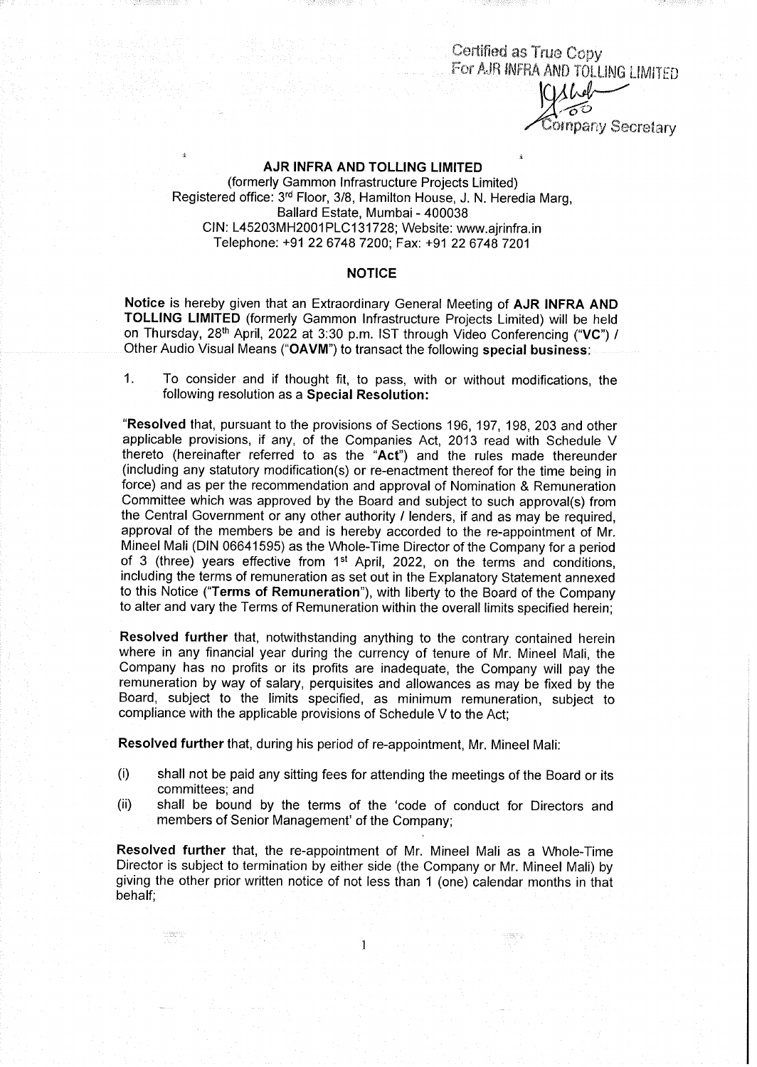Certified as True Copy
For AJR INFRA AND TOLLING LIMITED

Company Secretary

**AJR INFRA AND TOLLING LIMITED**
(formerly Gammon Infrastructure Projects Limited)
Registered office: 3rd Floor, 3/8, Hamilton House, J. N. Heredia Marg, Ballard Estate, Mumbai - 400038
CIN: L45203MH2001PLC131728; Website: www.ajrinfra.in
Telephone: +91 22 6748 7200; Fax: +91 22 6748 7201

## NOTICE

**Notice** is hereby given that an Extraordinary General Meeting of **AJR INFRA AND TOLLING LIMITED** (formerly Gammon Infrastructure Projects Limited) will be held on Thursday, 28th April, 2022 at 3:30 p.m. IST through Video Conferencing ("**VC**") / Other Audio Visual Means ("**OAVM**") to transact the following **special business**:

1. To consider and if thought fit, to pass, with or without modifications, the following resolution as a **Special Resolution:**

"**Resolved** that, pursuant to the provisions of Sections 196, 197, 198, 203 and other applicable provisions, if any, of the Companies Act, 2013 read with Schedule V thereto (hereinafter referred to as the "**Act**") and the rules made thereunder (including any statutory modification(s) or re-enactment thereof for the time being in force) and as per the recommendation and approval of Nomination & Remuneration Committee which was approved by the Board and subject to such approval(s) from the Central Government or any other authority / lenders, if and as may be required, approval of the members be and is hereby accorded to the re-appointment of Mr. Mineel Mali (DIN 06641595) as the Whole-Time Director of the Company for a period of 3 (three) years effective from 1st April, 2022, on the terms and conditions, including the terms of remuneration as set out in the Explanatory Statement annexed to this Notice ("**Terms of Remuneration**"), with liberty to the Board of the Company to alter and vary the Terms of Remuneration within the overall limits specified herein;

**Resolved further** that, notwithstanding anything to the contrary contained herein where in any financial year during the currency of tenure of Mr. Mineel Mali, the Company has no profits or its profits are inadequate, the Company will pay the remuneration by way of salary, perquisites and allowances as may be fixed by the Board, subject to the limits specified, as minimum remuneration, subject to compliance with the applicable provisions of Schedule V to the Act;

**Resolved further** that, during his period of re-appointment, Mr. Mineel Mali:

(i) shall not be paid any sitting fees for attending the meetings of the Board or its committees; and
(ii) shall be bound by the terms of the 'code of conduct for Directors and members of Senior Management' of the Company;

**Resolved further** that, the re-appointment of Mr. Mineel Mali as a Whole-Time Director is subject to termination by either side (the Company or Mr. Mineel Mali) by giving the other prior written notice of not less than 1 (one) calendar months in that behalf;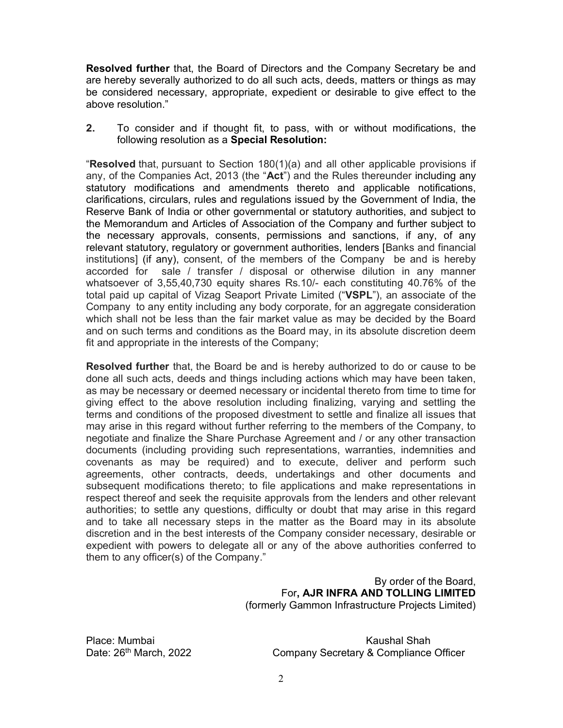**Resolved further** that, the Board of Directors and the Company Secretary be and are hereby severally authorized to do all such acts, deeds, matters or things as may be considered necessary, appropriate, expedient or desirable to give effect to the above resolution."

**2.** To consider and if thought fit, to pass, with or without modifications, the following resolution as a **Special Resolution:**

"**Resolved** that, pursuant to Section 180(1)(a) and all other applicable provisions if any, of the Companies Act, 2013 (the "**Act**") and the Rules thereunder including any statutory modifications and amendments thereto and applicable notifications, clarifications, circulars, rules and regulations issued by the Government of India, the Reserve Bank of India or other governmental or statutory authorities, and subject to the Memorandum and Articles of Association of the Company and further subject to the necessary approvals, consents, permissions and sanctions, if any, of any relevant statutory, regulatory or government authorities, lenders [Banks and financial institutions] (if any), consent, of the members of the Company be and is hereby accorded for sale / transfer / disposal or otherwise dilution in any manner whatsoever of 3,55,40,730 equity shares Rs.10/- each constituting 40.76% of the total paid up capital of Vizag Seaport Private Limited ("**VSPL**"), an associate of the Company to any entity including any body corporate, for an aggregate consideration which shall not be less than the fair market value as may be decided by the Board and on such terms and conditions as the Board may, in its absolute discretion deem fit and appropriate in the interests of the Company;

**Resolved further** that, the Board be and is hereby authorized to do or cause to be done all such acts, deeds and things including actions which may have been taken, as may be necessary or deemed necessary or incidental thereto from time to time for giving effect to the above resolution including finalizing, varying and settling the terms and conditions of the proposed divestment to settle and finalize all issues that may arise in this regard without further referring to the members of the Company, to negotiate and finalize the Share Purchase Agreement and / or any other transaction documents (including providing such representations, warranties, indemnities and covenants as may be required) and to execute, deliver and perform such agreements, other contracts, deeds, undertakings and other documents and subsequent modifications thereto; to file applications and make representations in respect thereof and seek the requisite approvals from the lenders and other relevant authorities; to settle any questions, difficulty or doubt that may arise in this regard and to take all necessary steps in the matter as the Board may in its absolute discretion and in the best interests of the Company consider necessary, desirable or expedient with powers to delegate all or any of the above authorities conferred to them to any officer(s) of the Company."

By order of the Board,
For**, AJR INFRA AND TOLLING LIMITED**
(formerly Gammon Infrastructure Projects Limited)

Place: Mumbai
Date: 26th March, 2022

Kaushal Shah
Company Secretary & Compliance Officer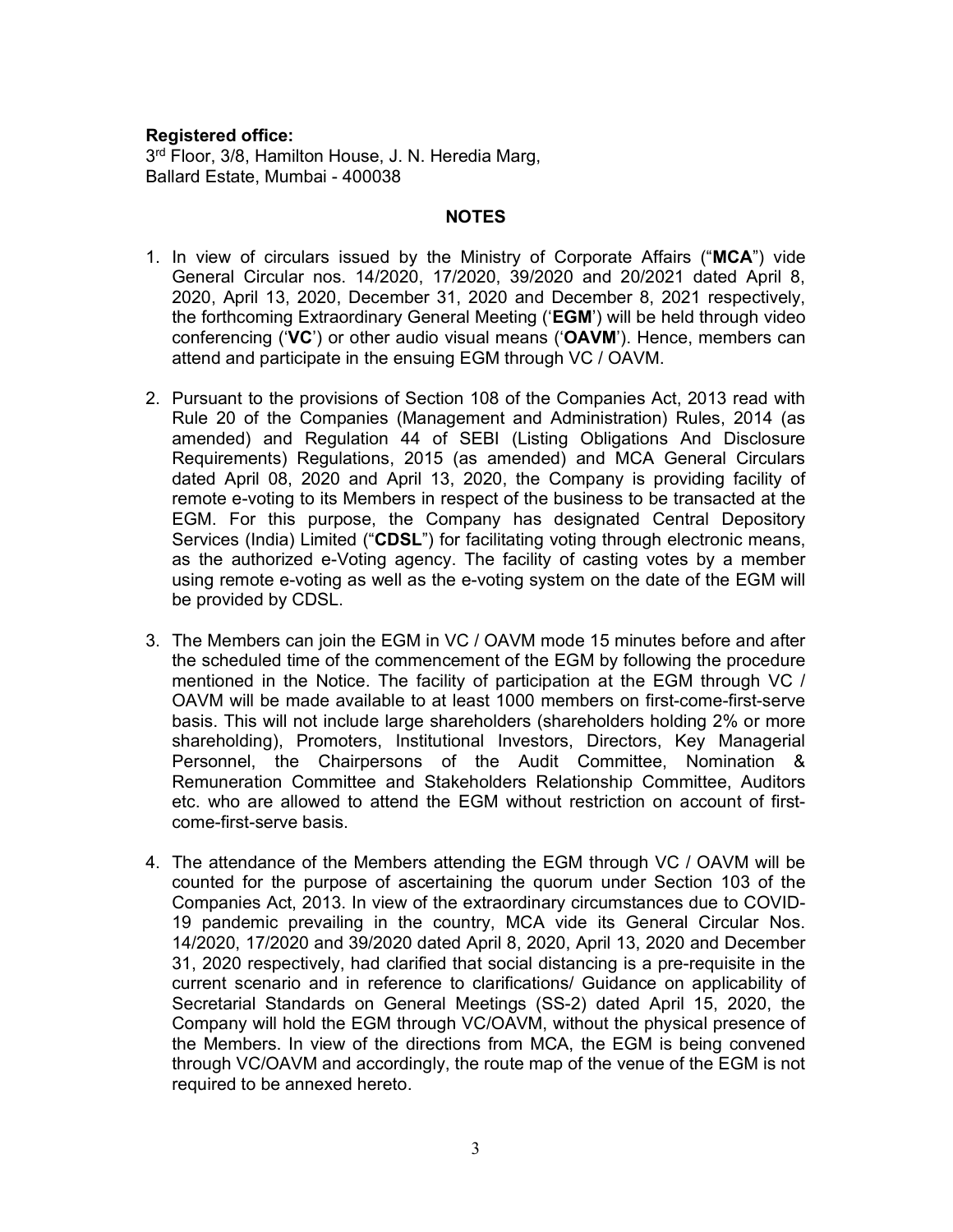**Registered office:**
3rd Floor, 3/8, Hamilton House, J. N. Heredia Marg,
Ballard Estate, Mumbai - 400038

## NOTES

1. In view of circulars issued by the Ministry of Corporate Affairs ("**MCA**") vide General Circular nos. 14/2020, 17/2020, 39/2020 and 20/2021 dated April 8, 2020, April 13, 2020, December 31, 2020 and December 8, 2021 respectively, the forthcoming Extraordinary General Meeting ('**EGM**') will be held through video conferencing ('**VC**') or other audio visual means ('**OAVM**'). Hence, members can attend and participate in the ensuing EGM through VC / OAVM.

2. Pursuant to the provisions of Section 108 of the Companies Act, 2013 read with Rule 20 of the Companies (Management and Administration) Rules, 2014 (as amended) and Regulation 44 of SEBI (Listing Obligations And Disclosure Requirements) Regulations, 2015 (as amended) and MCA General Circulars dated April 08, 2020 and April 13, 2020, the Company is providing facility of remote e-voting to its Members in respect of the business to be transacted at the EGM. For this purpose, the Company has designated Central Depository Services (India) Limited ("**CDSL**") for facilitating voting through electronic means, as the authorized e-Voting agency. The facility of casting votes by a member using remote e-voting as well as the e-voting system on the date of the EGM will be provided by CDSL.

3. The Members can join the EGM in VC / OAVM mode 15 minutes before and after the scheduled time of the commencement of the EGM by following the procedure mentioned in the Notice. The facility of participation at the EGM through VC / OAVM will be made available to at least 1000 members on first-come-first-serve basis. This will not include large shareholders (shareholders holding 2% or more shareholding), Promoters, Institutional Investors, Directors, Key Managerial Personnel, the Chairpersons of the Audit Committee, Nomination & Remuneration Committee and Stakeholders Relationship Committee, Auditors etc. who are allowed to attend the EGM without restriction on account of first-come-first-serve basis.

4. The attendance of the Members attending the EGM through VC / OAVM will be counted for the purpose of ascertaining the quorum under Section 103 of the Companies Act, 2013. In view of the extraordinary circumstances due to COVID-19 pandemic prevailing in the country, MCA vide its General Circular Nos. 14/2020, 17/2020 and 39/2020 dated April 8, 2020, April 13, 2020 and December 31, 2020 respectively, had clarified that social distancing is a pre-requisite in the current scenario and in reference to clarifications/ Guidance on applicability of Secretarial Standards on General Meetings (SS-2) dated April 15, 2020, the Company will hold the EGM through VC/OAVM, without the physical presence of the Members. In view of the directions from MCA, the EGM is being convened through VC/OAVM and accordingly, the route map of the venue of the EGM is not required to be annexed hereto.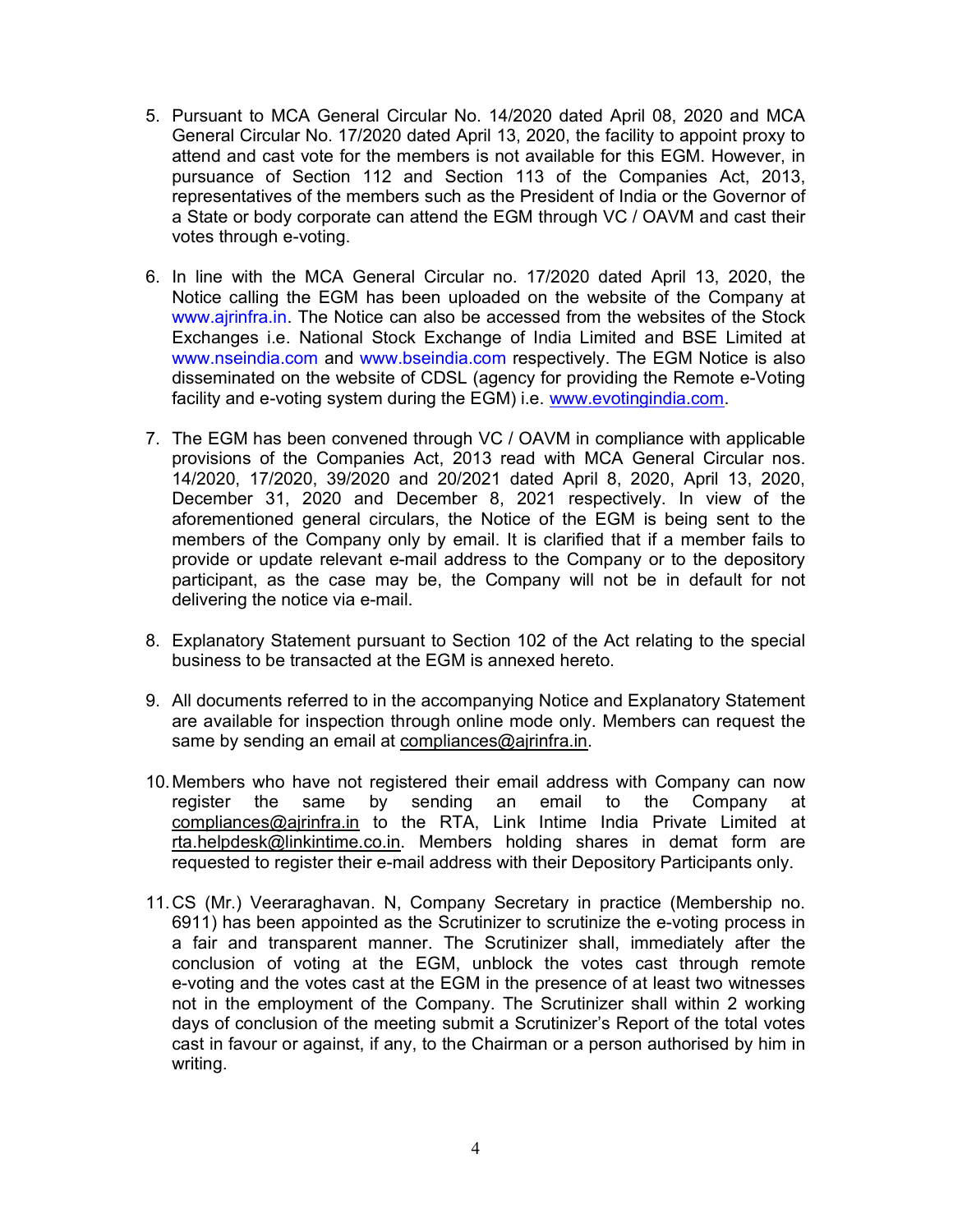5. Pursuant to MCA General Circular No. 14/2020 dated April 08, 2020 and MCA General Circular No. 17/2020 dated April 13, 2020, the facility to appoint proxy to attend and cast vote for the members is not available for this EGM. However, in pursuance of Section 112 and Section 113 of the Companies Act, 2013, representatives of the members such as the President of India or the Governor of a State or body corporate can attend the EGM through VC / OAVM and cast their votes through e-voting.

6. In line with the MCA General Circular no. 17/2020 dated April 13, 2020, the Notice calling the EGM has been uploaded on the website of the Company at www.ajrinfra.in. The Notice can also be accessed from the websites of the Stock Exchanges i.e. National Stock Exchange of India Limited and BSE Limited at www.nseindia.com and www.bseindia.com respectively. The EGM Notice is also disseminated on the website of CDSL (agency for providing the Remote e-Voting facility and e-voting system during the EGM) i.e. www.evotingindia.com.

7. The EGM has been convened through VC / OAVM in compliance with applicable provisions of the Companies Act, 2013 read with MCA General Circular nos. 14/2020, 17/2020, 39/2020 and 20/2021 dated April 8, 2020, April 13, 2020, December 31, 2020 and December 8, 2021 respectively. In view of the aforementioned general circulars, the Notice of the EGM is being sent to the members of the Company only by email. It is clarified that if a member fails to provide or update relevant e-mail address to the Company or to the depository participant, as the case may be, the Company will not be in default for not delivering the notice via e-mail.

8. Explanatory Statement pursuant to Section 102 of the Act relating to the special business to be transacted at the EGM is annexed hereto.

9. All documents referred to in the accompanying Notice and Explanatory Statement are available for inspection through online mode only. Members can request the same by sending an email at compliances@ajrinfra.in.

10. Members who have not registered their email address with Company can now register the same by sending an email to the Company at compliances@ajrinfra.in to the RTA, Link Intime India Private Limited at rta.helpdesk@linkintime.co.in. Members holding shares in demat form are requested to register their e-mail address with their Depository Participants only.

11. CS (Mr.) Veeraraghavan. N, Company Secretary in practice (Membership no. 6911) has been appointed as the Scrutinizer to scrutinize the e-voting process in a fair and transparent manner. The Scrutinizer shall, immediately after the conclusion of voting at the EGM, unblock the votes cast through remote e-voting and the votes cast at the EGM in the presence of at least two witnesses not in the employment of the Company. The Scrutinizer shall within 2 working days of conclusion of the meeting submit a Scrutinizer's Report of the total votes cast in favour or against, if any, to the Chairman or a person authorised by him in writing.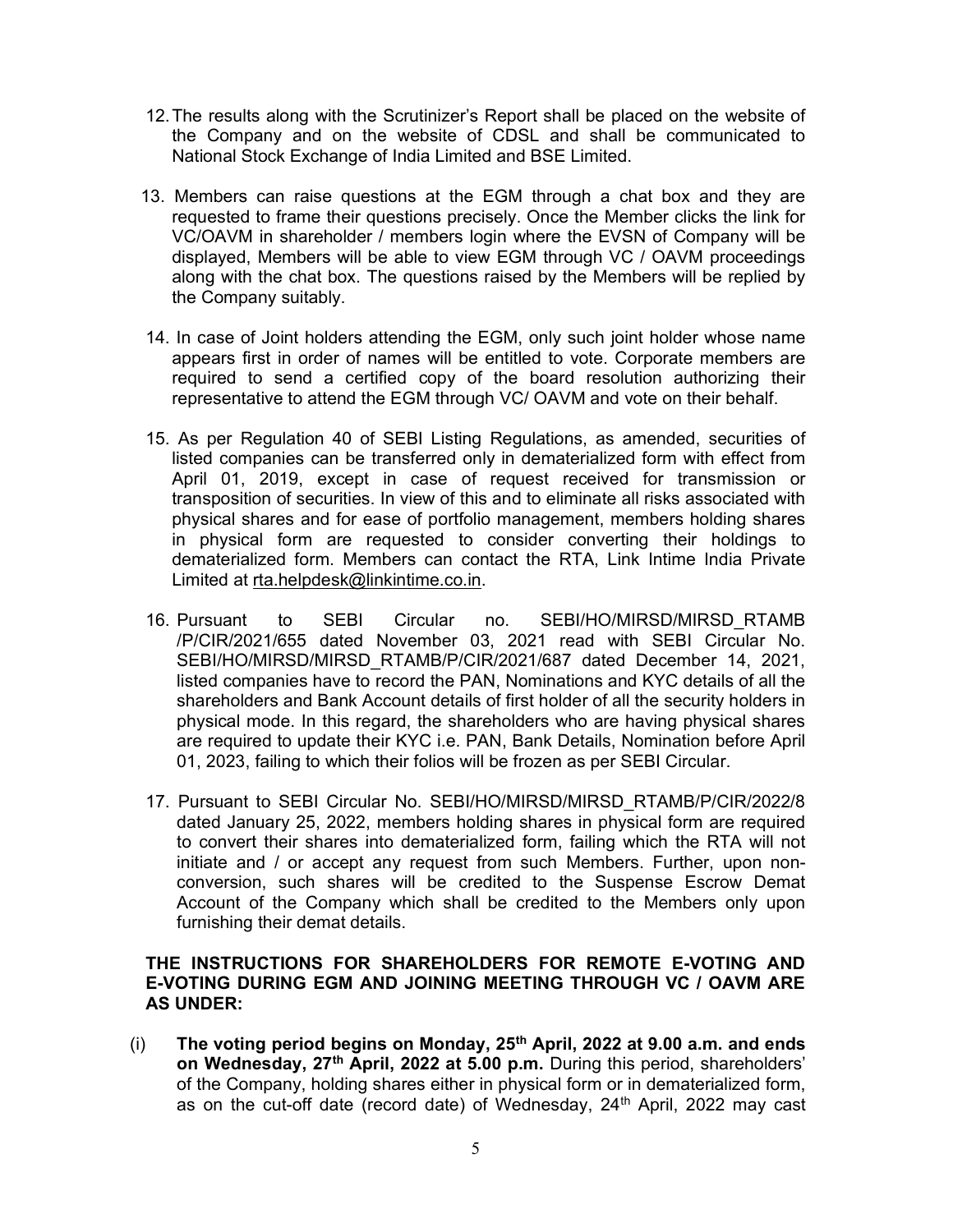12. The results along with the Scrutinizer's Report shall be placed on the website of the Company and on the website of CDSL and shall be communicated to National Stock Exchange of India Limited and BSE Limited.

13. Members can raise questions at the EGM through a chat box and they are requested to frame their questions precisely. Once the Member clicks the link for VC/OAVM in shareholder / members login where the EVSN of Company will be displayed, Members will be able to view EGM through VC / OAVM proceedings along with the chat box. The questions raised by the Members will be replied by the Company suitably.

14. In case of Joint holders attending the EGM, only such joint holder whose name appears first in order of names will be entitled to vote. Corporate members are required to send a certified copy of the board resolution authorizing their representative to attend the EGM through VC/ OAVM and vote on their behalf.

15. As per Regulation 40 of SEBI Listing Regulations, as amended, securities of listed companies can be transferred only in dematerialized form with effect from April 01, 2019, except in case of request received for transmission or transposition of securities. In view of this and to eliminate all risks associated with physical shares and for ease of portfolio management, members holding shares in physical form are requested to consider converting their holdings to dematerialized form. Members can contact the RTA, Link Intime India Private Limited at rta.helpdesk@linkintime.co.in.

16. Pursuant to SEBI Circular no. SEBI/HO/MIRSD/MIRSD_RTAMB /P/CIR/2021/655 dated November 03, 2021 read with SEBI Circular No. SEBI/HO/MIRSD/MIRSD_RTAMB/P/CIR/2021/687 dated December 14, 2021, listed companies have to record the PAN, Nominations and KYC details of all the shareholders and Bank Account details of first holder of all the security holders in physical mode. In this regard, the shareholders who are having physical shares are required to update their KYC i.e. PAN, Bank Details, Nomination before April 01, 2023, failing to which their folios will be frozen as per SEBI Circular.

17. Pursuant to SEBI Circular No. SEBI/HO/MIRSD/MIRSD_RTAMB/P/CIR/2022/8 dated January 25, 2022, members holding shares in physical form are required to convert their shares into dematerialized form, failing which the RTA will not initiate and / or accept any request from such Members. Further, upon non-conversion, such shares will be credited to the Suspense Escrow Demat Account of the Company which shall be credited to the Members only upon furnishing their demat details.

**THE INSTRUCTIONS FOR SHAREHOLDERS FOR REMOTE E-VOTING AND E-VOTING DURING EGM AND JOINING MEETING THROUGH VC / OAVM ARE AS UNDER:**

(i) **The voting period begins on Monday, 25th April, 2022 at 9.00 a.m. and ends on Wednesday, 27th April, 2022 at 5.00 p.m.** During this period, shareholders' of the Company, holding shares either in physical form or in dematerialized form, as on the cut-off date (record date) of Wednesday, 24th April, 2022 may cast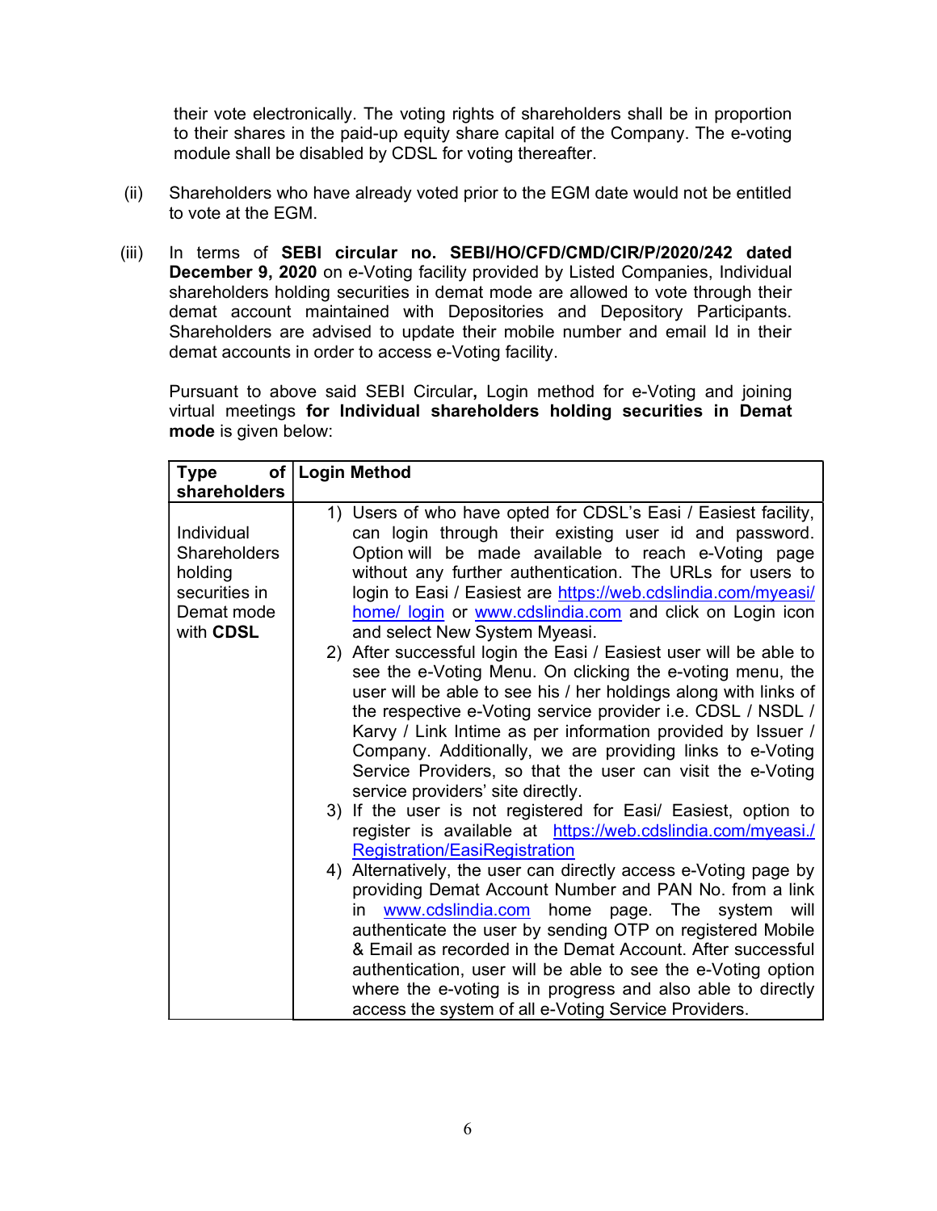their vote electronically. The voting rights of shareholders shall be in proportion to their shares in the paid-up equity share capital of the Company. The e-voting module shall be disabled by CDSL for voting thereafter.

(ii) Shareholders who have already voted prior to the EGM date would not be entitled to vote at the EGM.

(iii) In terms of **SEBI circular no. SEBI/HO/CFD/CMD/CIR/P/2020/242 dated December 9, 2020** on e-Voting facility provided by Listed Companies, Individual shareholders holding securities in demat mode are allowed to vote through their demat account maintained with Depositories and Depository Participants. Shareholders are advised to update their mobile number and email Id in their demat accounts in order to access e-Voting facility.

Pursuant to above said SEBI Circular**,** Login method for e-Voting and joining virtual meetings **for Individual shareholders holding securities in Demat mode** is given below:

| **Type of shareholders** | **Login Method** |
|---|---|
| Individual Shareholders holding securities in Demat mode with **CDSL** | 1) Users of who have opted for CDSL's Easi / Easiest facility, can login through their existing user id and password. Option will be made available to reach e-Voting page without any further authentication. The URLs for users to login to Easi / Easiest are https://web.cdslindia.com/myeasi/home/ login or www.cdslindia.com and click on Login icon and select New System Myeasi.<br>2) After successful login the Easi / Easiest user will be able to see the e-Voting Menu. On clicking the e-voting menu, the user will be able to see his / her holdings along with links of the respective e-Voting service provider i.e. CDSL / NSDL / Karvy / Link Intime as per information provided by Issuer / Company. Additionally, we are providing links to e-Voting Service Providers, so that the user can visit the e-Voting service providers' site directly.<br>3) If the user is not registered for Easi/ Easiest, option to register is available at https://web.cdslindia.com/myeasi./Registration/EasiRegistration<br>4) Alternatively, the user can directly access e-Voting page by providing Demat Account Number and PAN No. from a link in www.cdslindia.com home page. The system will authenticate the user by sending OTP on registered Mobile & Email as recorded in the Demat Account. After successful authentication, user will be able to see the e-Voting option where the e-voting is in progress and also able to directly access the system of all e-Voting Service Providers. |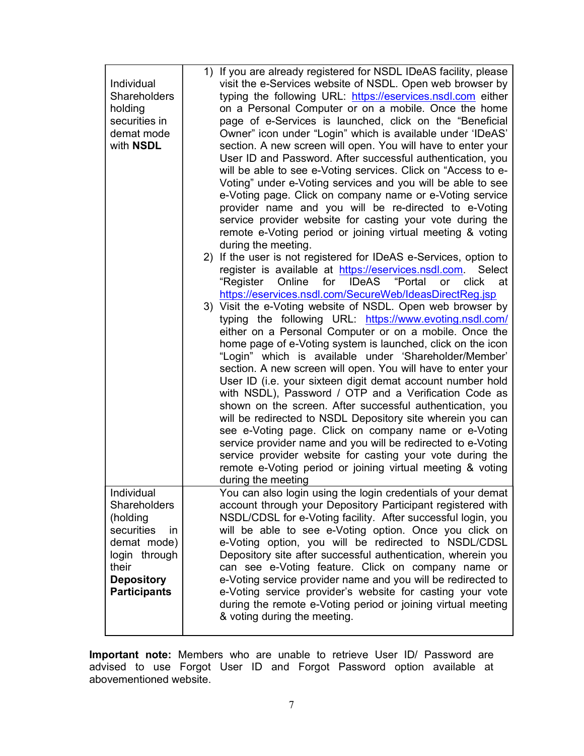| Individual Shareholders holding securities in demat mode with **NSDL** | 1) If you are already registered for NSDL IDeAS facility, please visit the e-Services website of NSDL. Open web browser by typing the following URL: https://eservices.nsdl.com either on a Personal Computer or on a mobile. Once the home page of e-Services is launched, click on the "Beneficial Owner" icon under "Login" which is available under 'IDeAS' section. A new screen will open. You will have to enter your User ID and Password. After successful authentication, you will be able to see e-Voting services. Click on "Access to e-Voting" under e-Voting services and you will be able to see e-Voting page. Click on company name or e-Voting service provider name and you will be re-directed to e-Voting service provider website for casting your vote during the remote e-Voting period or joining virtual meeting & voting during the meeting.<br>2) If the user is not registered for IDeAS e-Services, option to register is available at https://eservices.nsdl.com. Select "Register Online for IDeAS "Portal or click at https://eservices.nsdl.com/SecureWeb/IdeasDirectReg.jsp<br>3) Visit the e-Voting website of NSDL. Open web browser by typing the following URL: https://www.evoting.nsdl.com/ either on a Personal Computer or on a mobile. Once the home page of e-Voting system is launched, click on the icon "Login" which is available under 'Shareholder/Member' section. A new screen will open. You will have to enter your User ID (i.e. your sixteen digit demat account number hold with NSDL), Password / OTP and a Verification Code as shown on the screen. After successful authentication, you will be redirected to NSDL Depository site wherein you can see e-Voting page. Click on company name or e-Voting service provider name and you will be redirected to e-Voting service provider website for casting your vote during the remote e-Voting period or joining virtual meeting & voting during the meeting |
|---|---|
| Individual Shareholders (holding securities in demat mode) login through their **Depository Participants** | You can also login using the login credentials of your demat account through your Depository Participant registered with NSDL/CDSL for e-Voting facility. After successful login, you will be able to see e-Voting option. Once you click on e-Voting option, you will be redirected to NSDL/CDSL Depository site after successful authentication, wherein you can see e-Voting feature. Click on company name or e-Voting service provider name and you will be redirected to e-Voting service provider's website for casting your vote during the remote e-Voting period or joining virtual meeting & voting during the meeting. |

**Important note:** Members who are unable to retrieve User ID/ Password are advised to use Forgot User ID and Forgot Password option available at abovementioned website.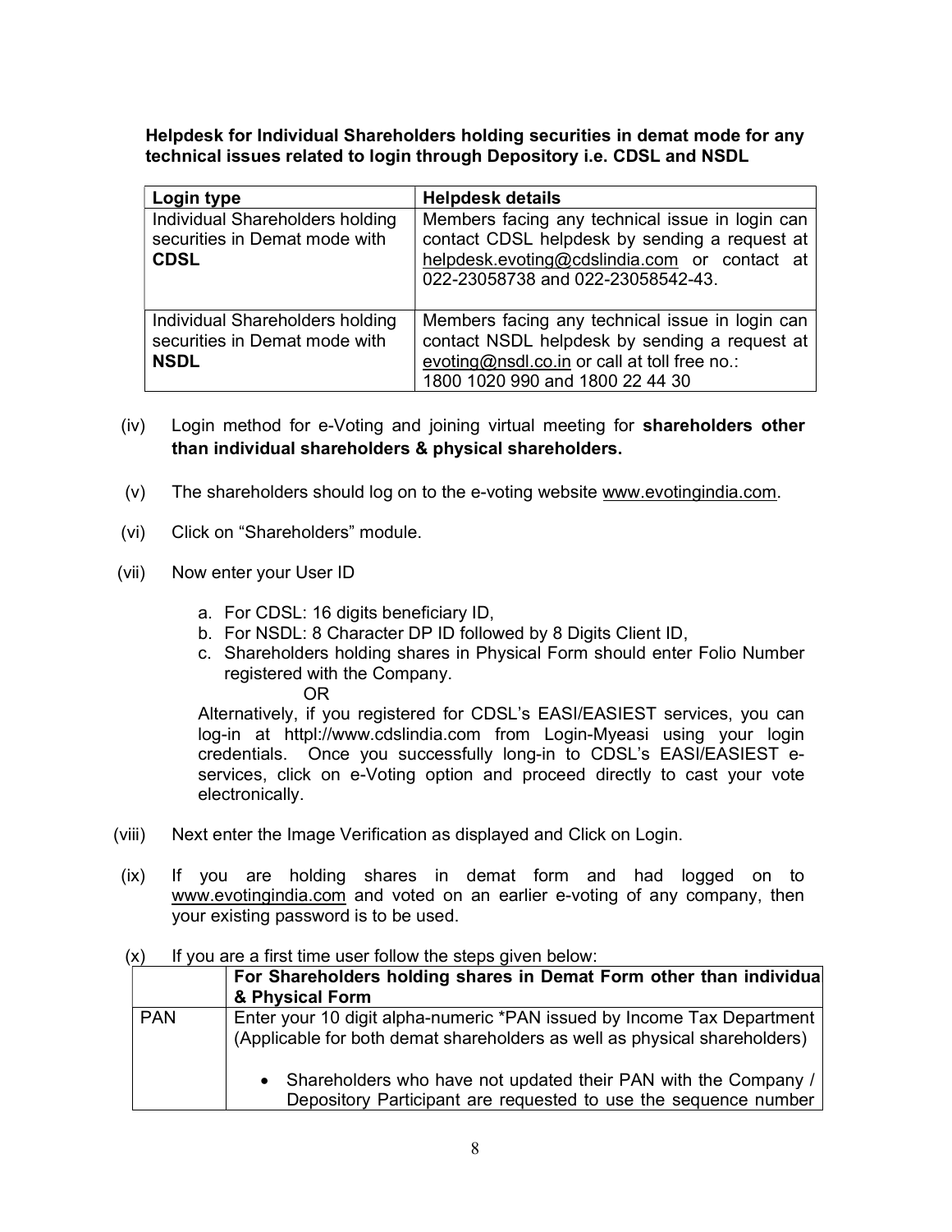**Helpdesk for Individual Shareholders holding securities in demat mode for any technical issues related to login through Depository i.e. CDSL and NSDL**

| Login type | Helpdesk details |
|---|---|
| Individual Shareholders holding securities in Demat mode with **CDSL** | Members facing any technical issue in login can contact CDSL helpdesk by sending a request at helpdesk.evoting@cdslindia.com or contact at 022-23058738 and 022-23058542-43. |
| Individual Shareholders holding securities in Demat mode with **NSDL** | Members facing any technical issue in login can contact NSDL helpdesk by sending a request at evoting@nsdl.co.in or call at toll free no.: 1800 1020 990 and 1800 22 44 30 |

(iv) Login method for e-Voting and joining virtual meeting for **shareholders other than individual shareholders & physical shareholders.**

(v) The shareholders should log on to the e-voting website www.evotingindia.com.

(vi) Click on "Shareholders" module.

(vii) Now enter your User ID

a. For CDSL: 16 digits beneficiary ID,
b. For NSDL: 8 Character DP ID followed by 8 Digits Client ID,
c. Shareholders holding shares in Physical Form should enter Folio Number registered with the Company.

OR

Alternatively, if you registered for CDSL's EASI/EASIEST services, you can log-in at httpl://www.cdslindia.com from Login-Myeasi using your login credentials. Once you successfully long-in to CDSL's EASI/EASIEST e-services, click on e-Voting option and proceed directly to cast your vote electronically.

(viii) Next enter the Image Verification as displayed and Click on Login.

(ix) If you are holding shares in demat form and had logged on to www.evotingindia.com and voted on an earlier e-voting of any company, then your existing password is to be used.

(x) If you are a first time user follow the steps given below:

| | For Shareholders holding shares in Demat Form other than individua & Physical Form |
|---|---|
| PAN | Enter your 10 digit alpha-numeric *PAN issued by Income Tax Department (Applicable for both demat shareholders as well as physical shareholders)<br><br>• Shareholders who have not updated their PAN with the Company / Depository Participant are requested to use the sequence number |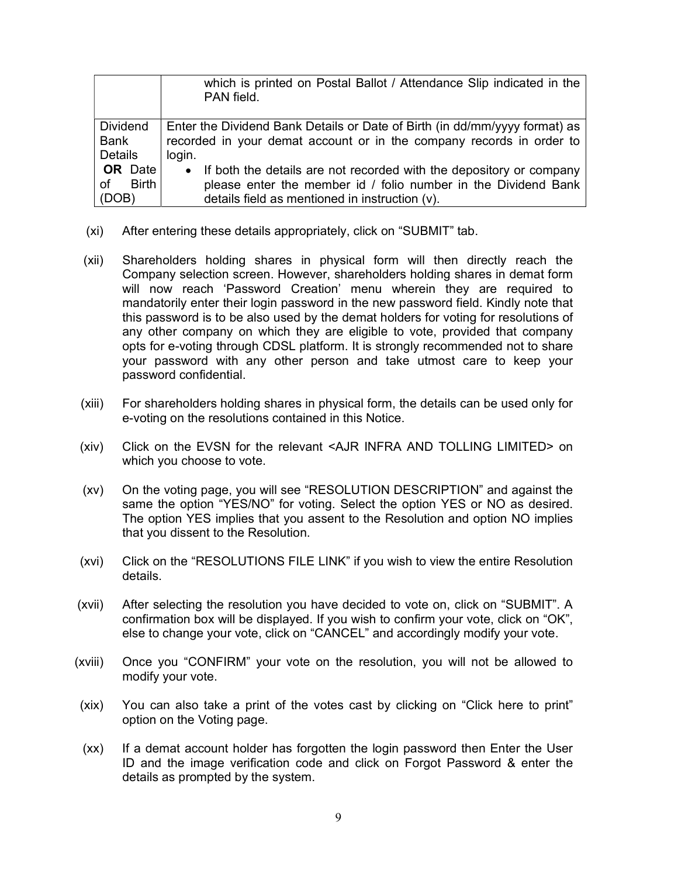| | |
|---|---|
| | which is printed on Postal Ballot / Attendance Slip indicated in the PAN field. |
| Dividend Bank Details **OR** Date of Birth (DOB) | Enter the Dividend Bank Details or Date of Birth (in dd/mm/yyyy format) as recorded in your demat account or in the company records in order to login.<br>• If both the details are not recorded with the depository or company please enter the member id / folio number in the Dividend Bank details field as mentioned in instruction (v). |

(xi) After entering these details appropriately, click on "SUBMIT" tab.

(xii) Shareholders holding shares in physical form will then directly reach the Company selection screen. However, shareholders holding shares in demat form will now reach 'Password Creation' menu wherein they are required to mandatorily enter their login password in the new password field. Kindly note that this password is to be also used by the demat holders for voting for resolutions of any other company on which they are eligible to vote, provided that company opts for e-voting through CDSL platform. It is strongly recommended not to share your password with any other person and take utmost care to keep your password confidential.

(xiii) For shareholders holding shares in physical form, the details can be used only for e-voting on the resolutions contained in this Notice.

(xiv) Click on the EVSN for the relevant <AJR INFRA AND TOLLING LIMITED> on which you choose to vote.

(xv) On the voting page, you will see "RESOLUTION DESCRIPTION" and against the same the option "YES/NO" for voting. Select the option YES or NO as desired. The option YES implies that you assent to the Resolution and option NO implies that you dissent to the Resolution.

(xvi) Click on the "RESOLUTIONS FILE LINK" if you wish to view the entire Resolution details.

(xvii) After selecting the resolution you have decided to vote on, click on "SUBMIT". A confirmation box will be displayed. If you wish to confirm your vote, click on "OK", else to change your vote, click on "CANCEL" and accordingly modify your vote.

(xviii) Once you "CONFIRM" your vote on the resolution, you will not be allowed to modify your vote.

(xix) You can also take a print of the votes cast by clicking on "Click here to print" option on the Voting page.

(xx) If a demat account holder has forgotten the login password then Enter the User ID and the image verification code and click on Forgot Password & enter the details as prompted by the system.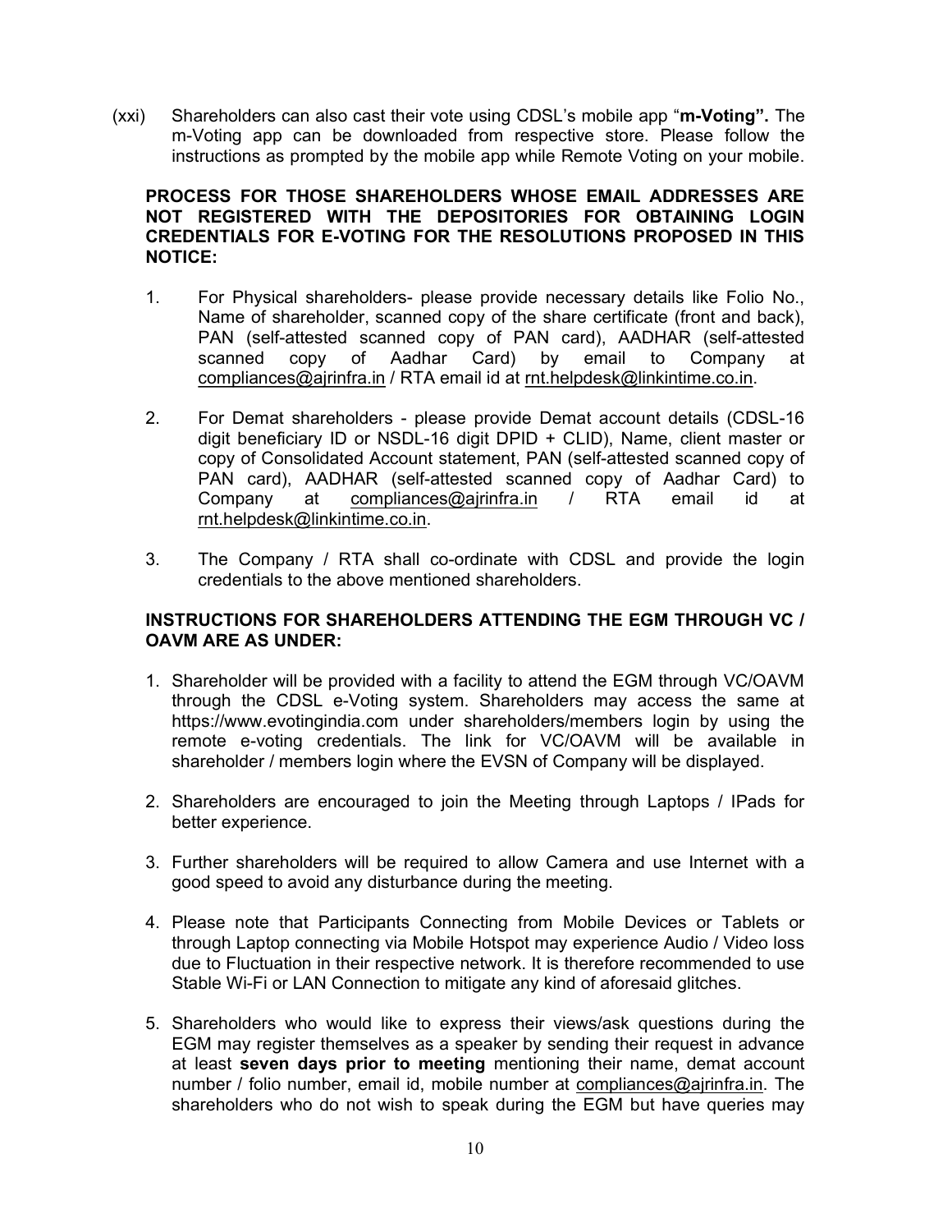(xxi) Shareholders can also cast their vote using CDSL's mobile app "**m-Voting".** The m-Voting app can be downloaded from respective store. Please follow the instructions as prompted by the mobile app while Remote Voting on your mobile.

**PROCESS FOR THOSE SHAREHOLDERS WHOSE EMAIL ADDRESSES ARE NOT REGISTERED WITH THE DEPOSITORIES FOR OBTAINING LOGIN CREDENTIALS FOR E-VOTING FOR THE RESOLUTIONS PROPOSED IN THIS NOTICE:**

1. For Physical shareholders- please provide necessary details like Folio No., Name of shareholder, scanned copy of the share certificate (front and back), PAN (self-attested scanned copy of PAN card), AADHAR (self-attested scanned copy of Aadhar Card) by email to Company at compliances@ajrinfra.in / RTA email id at rnt.helpdesk@linkintime.co.in.

2. For Demat shareholders - please provide Demat account details (CDSL-16 digit beneficiary ID or NSDL-16 digit DPID + CLID), Name, client master or copy of Consolidated Account statement, PAN (self-attested scanned copy of PAN card), AADHAR (self-attested scanned copy of Aadhar Card) to Company at compliances@ajrinfra.in / RTA email id at rnt.helpdesk@linkintime.co.in.

3. The Company / RTA shall co-ordinate with CDSL and provide the login credentials to the above mentioned shareholders.

**INSTRUCTIONS FOR SHAREHOLDERS ATTENDING THE EGM THROUGH VC / OAVM ARE AS UNDER:**

1. Shareholder will be provided with a facility to attend the EGM through VC/OAVM through the CDSL e-Voting system. Shareholders may access the same at https://www.evotingindia.com under shareholders/members login by using the remote e-voting credentials. The link for VC/OAVM will be available in shareholder / members login where the EVSN of Company will be displayed.

2. Shareholders are encouraged to join the Meeting through Laptops / IPads for better experience.

3. Further shareholders will be required to allow Camera and use Internet with a good speed to avoid any disturbance during the meeting.

4. Please note that Participants Connecting from Mobile Devices or Tablets or through Laptop connecting via Mobile Hotspot may experience Audio / Video loss due to Fluctuation in their respective network. It is therefore recommended to use Stable Wi-Fi or LAN Connection to mitigate any kind of aforesaid glitches.

5. Shareholders who would like to express their views/ask questions during the EGM may register themselves as a speaker by sending their request in advance at least **seven days prior to meeting** mentioning their name, demat account number / folio number, email id, mobile number at compliances@ajrinfra.in. The shareholders who do not wish to speak during the EGM but have queries may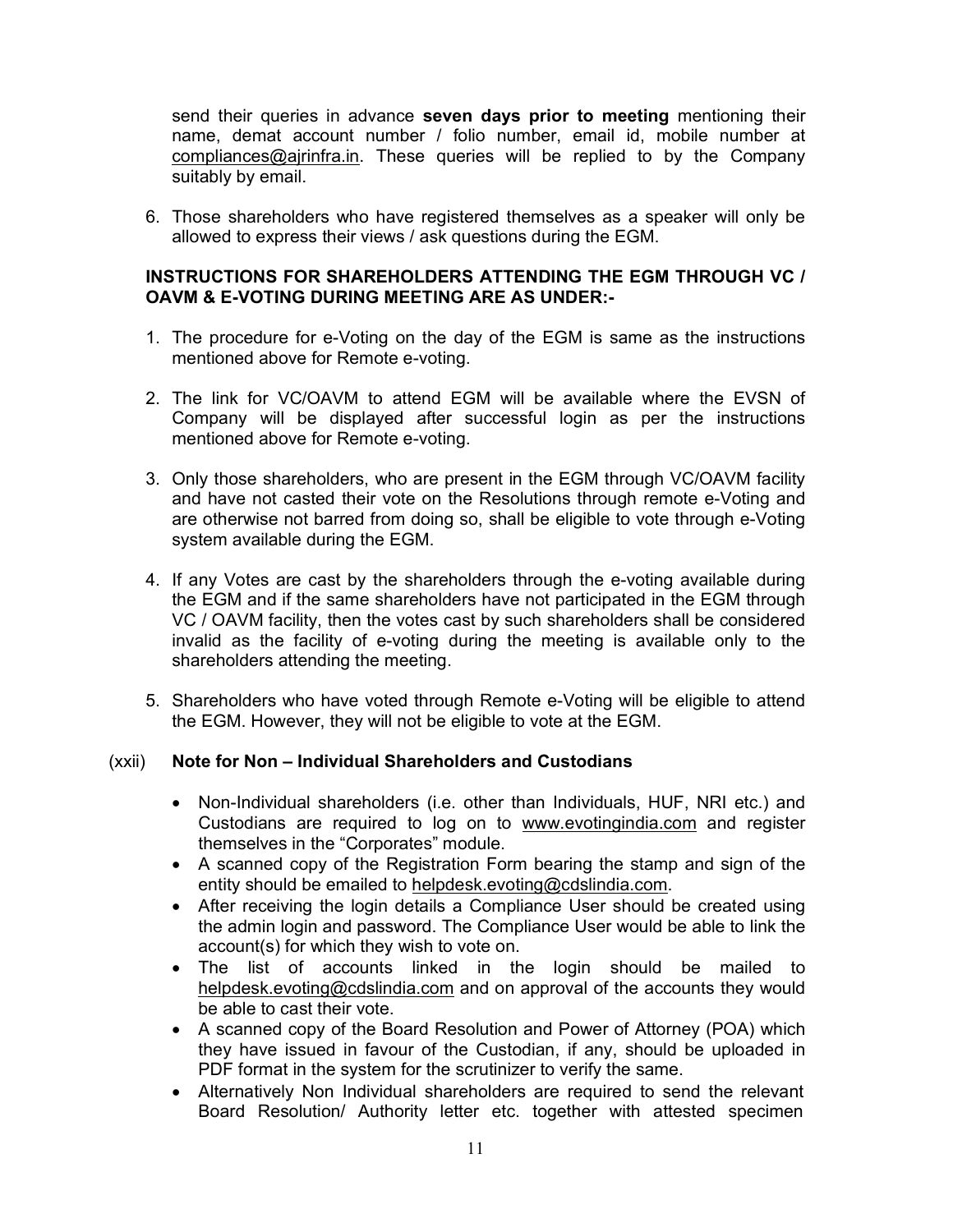send their queries in advance **seven days prior to meeting** mentioning their name, demat account number / folio number, email id, mobile number at compliances@ajrinfra.in. These queries will be replied to by the Company suitably by email.

6. Those shareholders who have registered themselves as a speaker will only be allowed to express their views / ask questions during the EGM.

**INSTRUCTIONS FOR SHAREHOLDERS ATTENDING THE EGM THROUGH VC / OAVM & E-VOTING DURING MEETING ARE AS UNDER:-**

1. The procedure for e-Voting on the day of the EGM is same as the instructions mentioned above for Remote e-voting.

2. The link for VC/OAVM to attend EGM will be available where the EVSN of Company will be displayed after successful login as per the instructions mentioned above for Remote e-voting.

3. Only those shareholders, who are present in the EGM through VC/OAVM facility and have not casted their vote on the Resolutions through remote e-Voting and are otherwise not barred from doing so, shall be eligible to vote through e-Voting system available during the EGM.

4. If any Votes are cast by the shareholders through the e-voting available during the EGM and if the same shareholders have not participated in the EGM through VC / OAVM facility, then the votes cast by such shareholders shall be considered invalid as the facility of e-voting during the meeting is available only to the shareholders attending the meeting.

5. Shareholders who have voted through Remote e-Voting will be eligible to attend the EGM. However, they will not be eligible to vote at the EGM.

(xxii) **Note for Non – Individual Shareholders and Custodians**

- Non-Individual shareholders (i.e. other than Individuals, HUF, NRI etc.) and Custodians are required to log on to www.evotingindia.com and register themselves in the "Corporates" module.
- A scanned copy of the Registration Form bearing the stamp and sign of the entity should be emailed to helpdesk.evoting@cdslindia.com.
- After receiving the login details a Compliance User should be created using the admin login and password. The Compliance User would be able to link the account(s) for which they wish to vote on.
- The list of accounts linked in the login should be mailed to helpdesk.evoting@cdslindia.com and on approval of the accounts they would be able to cast their vote.
- A scanned copy of the Board Resolution and Power of Attorney (POA) which they have issued in favour of the Custodian, if any, should be uploaded in PDF format in the system for the scrutinizer to verify the same.
- Alternatively Non Individual shareholders are required to send the relevant Board Resolution/ Authority letter etc. together with attested specimen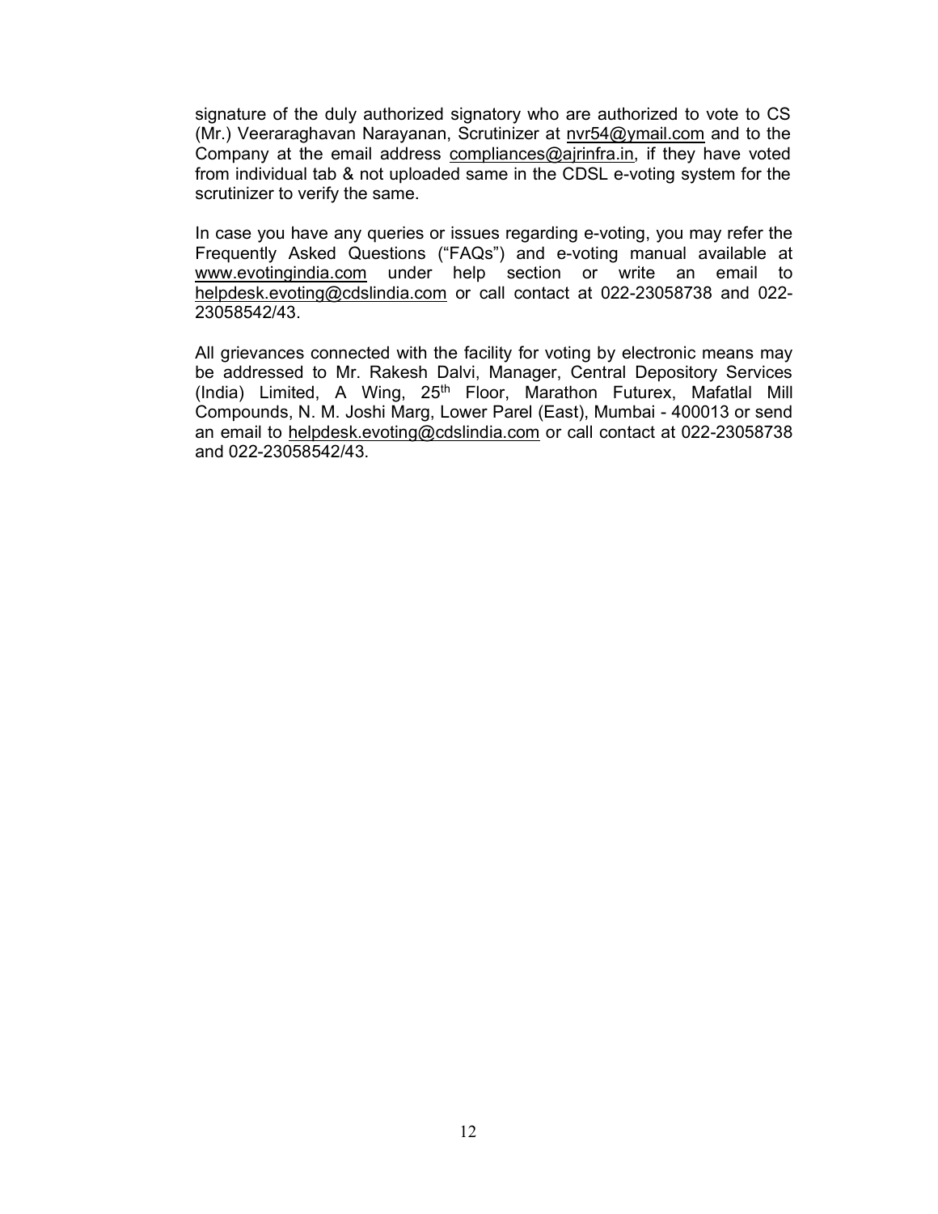signature of the duly authorized signatory who are authorized to vote to CS (Mr.) Veeraraghavan Narayanan, Scrutinizer at nvr54@ymail.com and to the Company at the email address compliances@ajrinfra.in, if they have voted from individual tab & not uploaded same in the CDSL e-voting system for the scrutinizer to verify the same.

In case you have any queries or issues regarding e-voting, you may refer the Frequently Asked Questions ("FAQs") and e-voting manual available at www.evotingindia.com under help section or write an email to helpdesk.evoting@cdslindia.com or call contact at 022-23058738 and 022-23058542/43.

All grievances connected with the facility for voting by electronic means may be addressed to Mr. Rakesh Dalvi, Manager, Central Depository Services (India) Limited, A Wing, 25th Floor, Marathon Futurex, Mafatlal Mill Compounds, N. M. Joshi Marg, Lower Parel (East), Mumbai - 400013 or send an email to helpdesk.evoting@cdslindia.com or call contact at 022-23058738 and 022-23058542/43.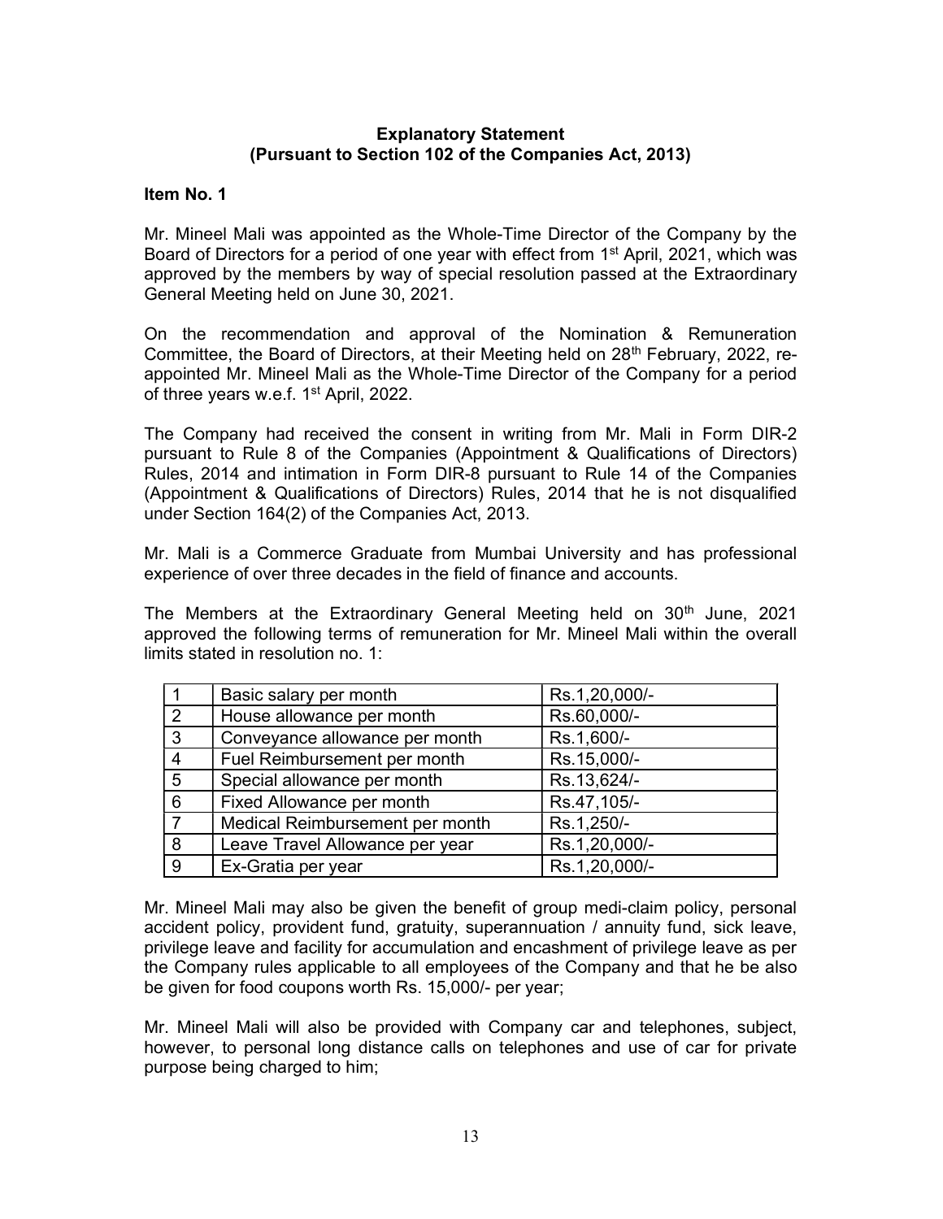## Explanatory Statement
## (Pursuant to Section 102 of the Companies Act, 2013)

### Item No. 1

Mr. Mineel Mali was appointed as the Whole-Time Director of the Company by the Board of Directors for a period of one year with effect from 1st April, 2021, which was approved by the members by way of special resolution passed at the Extraordinary General Meeting held on June 30, 2021.

On the recommendation and approval of the Nomination & Remuneration Committee, the Board of Directors, at their Meeting held on 28th February, 2022, re-appointed Mr. Mineel Mali as the Whole-Time Director of the Company for a period of three years w.e.f. 1st April, 2022.

The Company had received the consent in writing from Mr. Mali in Form DIR-2 pursuant to Rule 8 of the Companies (Appointment & Qualifications of Directors) Rules, 2014 and intimation in Form DIR-8 pursuant to Rule 14 of the Companies (Appointment & Qualifications of Directors) Rules, 2014 that he is not disqualified under Section 164(2) of the Companies Act, 2013.

Mr. Mali is a Commerce Graduate from Mumbai University and has professional experience of over three decades in the field of finance and accounts.

The Members at the Extraordinary General Meeting held on 30th June, 2021 approved the following terms of remuneration for Mr. Mineel Mali within the overall limits stated in resolution no. 1:

| | | |
|---|---|---|
| 1 | Basic salary per month | Rs.1,20,000/- |
| 2 | House allowance per month | Rs.60,000/- |
| 3 | Conveyance allowance per month | Rs.1,600/- |
| 4 | Fuel Reimbursement per month | Rs.15,000/- |
| 5 | Special allowance per month | Rs.13,624/- |
| 6 | Fixed Allowance per month | Rs.47,105/- |
| 7 | Medical Reimbursement per month | Rs.1,250/- |
| 8 | Leave Travel Allowance per year | Rs.1,20,000/- |
| 9 | Ex-Gratia per year | Rs.1,20,000/- |

Mr. Mineel Mali may also be given the benefit of group medi-claim policy, personal accident policy, provident fund, gratuity, superannuation / annuity fund, sick leave, privilege leave and facility for accumulation and encashment of privilege leave as per the Company rules applicable to all employees of the Company and that he be also be given for food coupons worth Rs. 15,000/- per year;

Mr. Mineel Mali will also be provided with Company car and telephones, subject, however, to personal long distance calls on telephones and use of car for private purpose being charged to him;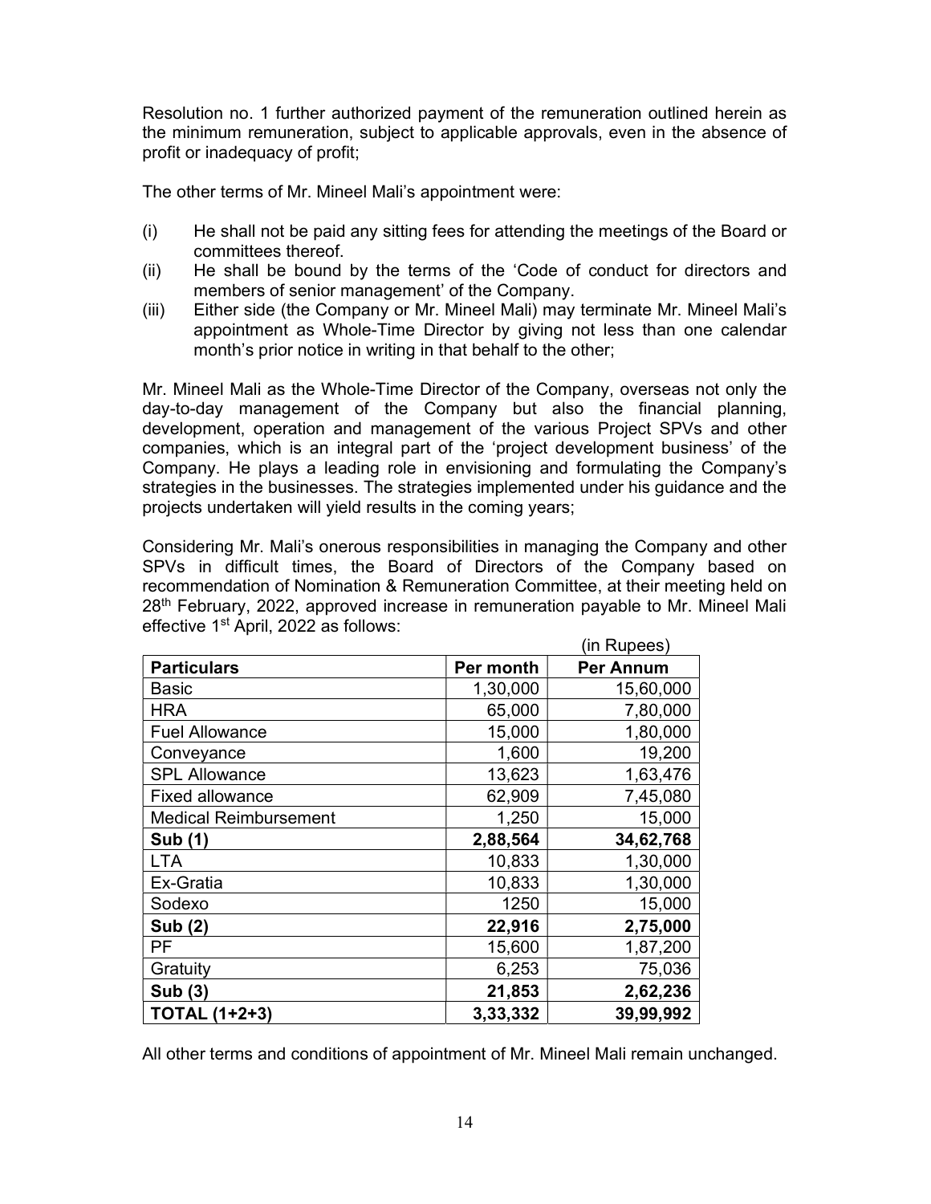Resolution no. 1 further authorized payment of the remuneration outlined herein as the minimum remuneration, subject to applicable approvals, even in the absence of profit or inadequacy of profit;

The other terms of Mr. Mineel Mali's appointment were:

(i) He shall not be paid any sitting fees for attending the meetings of the Board or committees thereof.
(ii) He shall be bound by the terms of the 'Code of conduct for directors and members of senior management' of the Company.
(iii) Either side (the Company or Mr. Mineel Mali) may terminate Mr. Mineel Mali's appointment as Whole-Time Director by giving not less than one calendar month's prior notice in writing in that behalf to the other;

Mr. Mineel Mali as the Whole-Time Director of the Company, overseas not only the day-to-day management of the Company but also the financial planning, development, operation and management of the various Project SPVs and other companies, which is an integral part of the 'project development business' of the Company. He plays a leading role in envisioning and formulating the Company's strategies in the businesses. The strategies implemented under his guidance and the projects undertaken will yield results in the coming years;

Considering Mr. Mali's onerous responsibilities in managing the Company and other SPVs in difficult times, the Board of Directors of the Company based on recommendation of Nomination & Remuneration Committee, at their meeting held on 28th February, 2022, approved increase in remuneration payable to Mr. Mineel Mali effective 1st April, 2022 as follows:

(in Rupees)

| Particulars | Per month | Per Annum |
|---|---|---|
| Basic | 1,30,000 | 15,60,000 |
| HRA | 65,000 | 7,80,000 |
| Fuel Allowance | 15,000 | 1,80,000 |
| Conveyance | 1,600 | 19,200 |
| SPL Allowance | 13,623 | 1,63,476 |
| Fixed allowance | 62,909 | 7,45,080 |
| Medical Reimbursement | 1,250 | 15,000 |
| **Sub (1)** | **2,88,564** | **34,62,768** |
| LTA | 10,833 | 1,30,000 |
| Ex-Gratia | 10,833 | 1,30,000 |
| Sodexo | 1250 | 15,000 |
| **Sub (2)** | **22,916** | **2,75,000** |
| PF | 15,600 | 1,87,200 |
| Gratuity | 6,253 | 75,036 |
| **Sub (3)** | **21,853** | **2,62,236** |
| **TOTAL (1+2+3)** | **3,33,332** | **39,99,992** |

All other terms and conditions of appointment of Mr. Mineel Mali remain unchanged.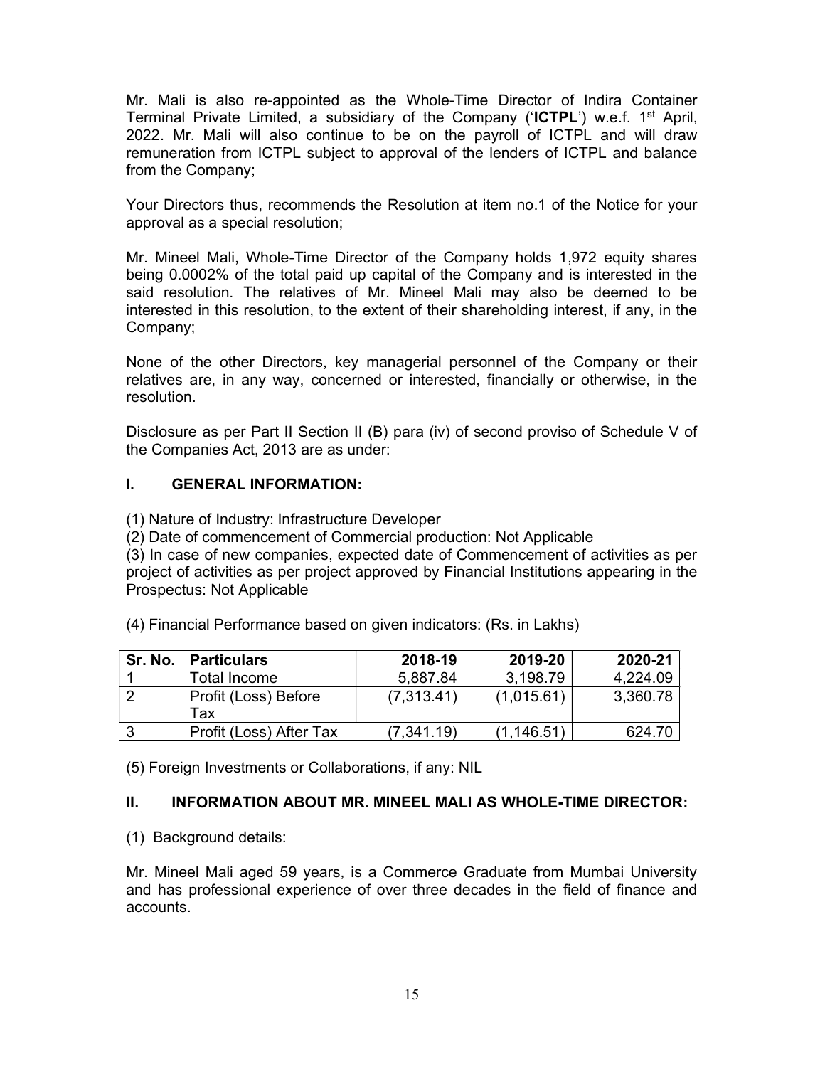Mr. Mali is also re-appointed as the Whole-Time Director of Indira Container Terminal Private Limited, a subsidiary of the Company ('**ICTPL**') w.e.f. 1st April, 2022. Mr. Mali will also continue to be on the payroll of ICTPL and will draw remuneration from ICTPL subject to approval of the lenders of ICTPL and balance from the Company;

Your Directors thus, recommends the Resolution at item no.1 of the Notice for your approval as a special resolution;

Mr. Mineel Mali, Whole-Time Director of the Company holds 1,972 equity shares being 0.0002% of the total paid up capital of the Company and is interested in the said resolution. The relatives of Mr. Mineel Mali may also be deemed to be interested in this resolution, to the extent of their shareholding interest, if any, in the Company;

None of the other Directors, key managerial personnel of the Company or their relatives are, in any way, concerned or interested, financially or otherwise, in the resolution.

Disclosure as per Part II Section II (B) para (iv) of second proviso of Schedule V of the Companies Act, 2013 are as under:

## I. GENERAL INFORMATION:

(1) Nature of Industry: Infrastructure Developer

(2) Date of commencement of Commercial production: Not Applicable

(3) In case of new companies, expected date of Commencement of activities as per project of activities as per project approved by Financial Institutions appearing in the Prospectus: Not Applicable

(4) Financial Performance based on given indicators: (Rs. in Lakhs)

| Sr. No. | Particulars | 2018-19 | 2019-20 | 2020-21 |
|---|---|---|---|---|
| 1 | Total Income | 5,887.84 | 3,198.79 | 4,224.09 |
| 2 | Profit (Loss) Before Tax | (7,313.41) | (1,015.61) | 3,360.78 |
| 3 | Profit (Loss) After Tax | (7,341.19) | (1,146.51) | 624.70 |

(5) Foreign Investments or Collaborations, if any: NIL

## II. INFORMATION ABOUT MR. MINEEL MALI AS WHOLE-TIME DIRECTOR:

(1) Background details:

Mr. Mineel Mali aged 59 years, is a Commerce Graduate from Mumbai University and has professional experience of over three decades in the field of finance and accounts.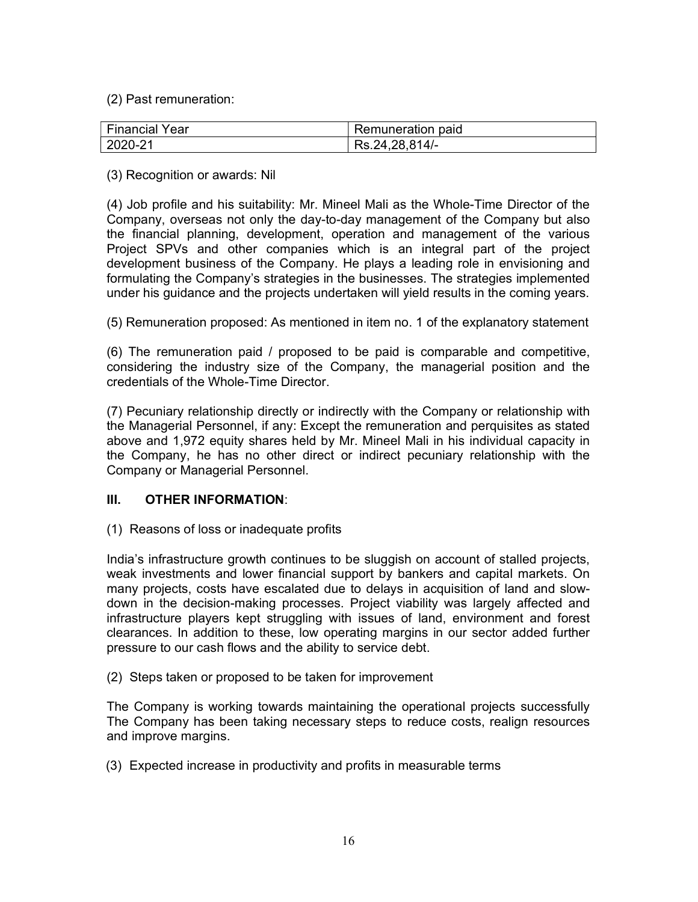(2) Past remuneration:

| Financial Year | Remuneration paid |
|---|---|
| 2020-21 | Rs.24,28,814/- |

(3) Recognition or awards: Nil

(4) Job profile and his suitability: Mr. Mineel Mali as the Whole-Time Director of the Company, overseas not only the day-to-day management of the Company but also the financial planning, development, operation and management of the various Project SPVs and other companies which is an integral part of the project development business of the Company. He plays a leading role in envisioning and formulating the Company's strategies in the businesses. The strategies implemented under his guidance and the projects undertaken will yield results in the coming years.

(5) Remuneration proposed: As mentioned in item no. 1 of the explanatory statement

(6) The remuneration paid / proposed to be paid is comparable and competitive, considering the industry size of the Company, the managerial position and the credentials of the Whole-Time Director.

(7) Pecuniary relationship directly or indirectly with the Company or relationship with the Managerial Personnel, if any: Except the remuneration and perquisites as stated above and 1,972 equity shares held by Mr. Mineel Mali in his individual capacity in the Company, he has no other direct or indirect pecuniary relationship with the Company or Managerial Personnel.

## III. OTHER INFORMATION:

(1) Reasons of loss or inadequate profits

India's infrastructure growth continues to be sluggish on account of stalled projects, weak investments and lower financial support by bankers and capital markets. On many projects, costs have escalated due to delays in acquisition of land and slow-down in the decision-making processes. Project viability was largely affected and infrastructure players kept struggling with issues of land, environment and forest clearances. In addition to these, low operating margins in our sector added further pressure to our cash flows and the ability to service debt.

(2) Steps taken or proposed to be taken for improvement

The Company is working towards maintaining the operational projects successfully The Company has been taking necessary steps to reduce costs, realign resources and improve margins.

(3) Expected increase in productivity and profits in measurable terms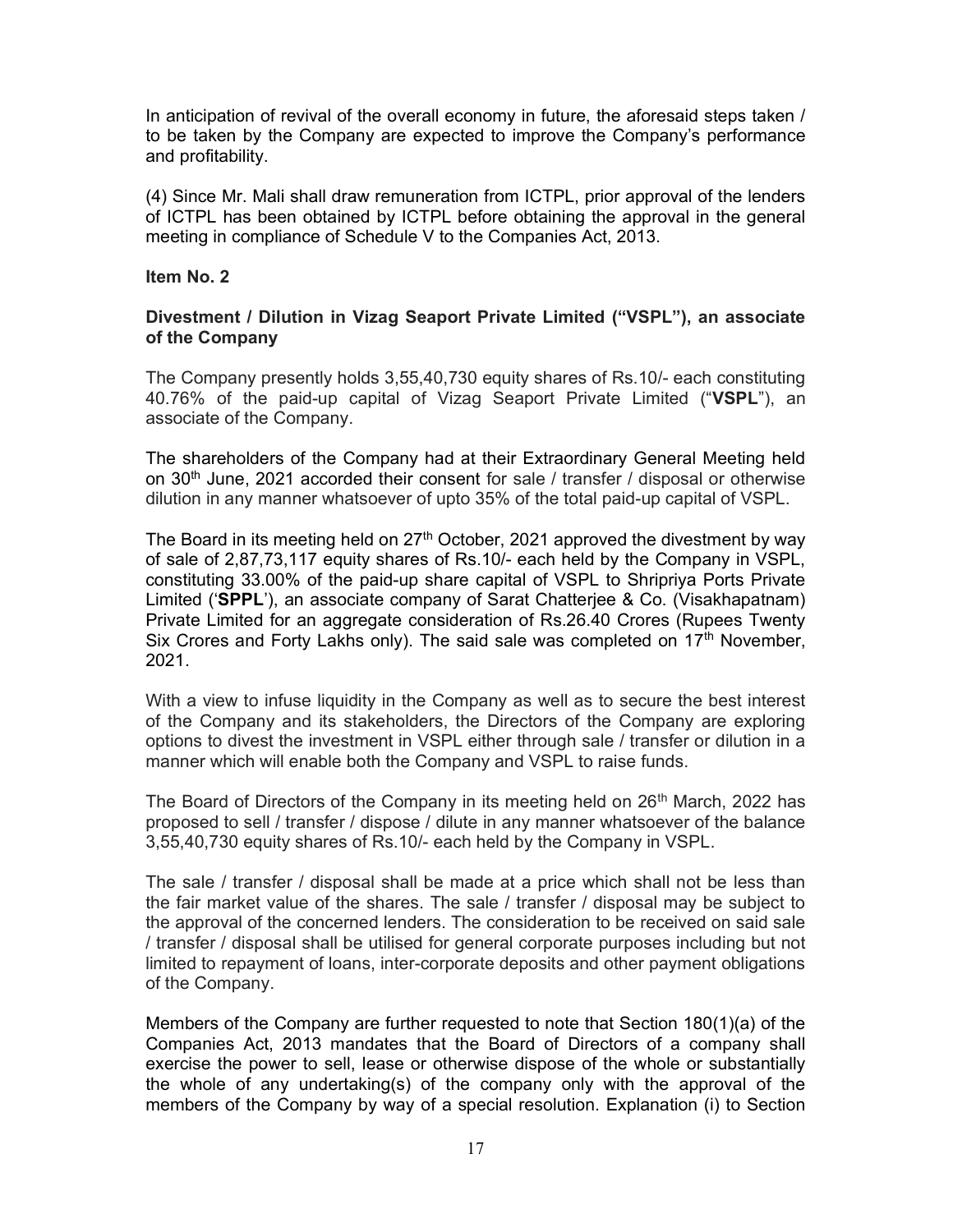In anticipation of revival of the overall economy in future, the aforesaid steps taken / to be taken by the Company are expected to improve the Company's performance and profitability.

(4) Since Mr. Mali shall draw remuneration from ICTPL, prior approval of the lenders of ICTPL has been obtained by ICTPL before obtaining the approval in the general meeting in compliance of Schedule V to the Companies Act, 2013.

**Item No. 2**

**Divestment / Dilution in Vizag Seaport Private Limited ("VSPL"), an associate of the Company**

The Company presently holds 3,55,40,730 equity shares of Rs.10/- each constituting 40.76% of the paid-up capital of Vizag Seaport Private Limited ("**VSPL**"), an associate of the Company.

The shareholders of the Company had at their Extraordinary General Meeting held on 30th June, 2021 accorded their consent for sale / transfer / disposal or otherwise dilution in any manner whatsoever of upto 35% of the total paid-up capital of VSPL.

The Board in its meeting held on 27th October, 2021 approved the divestment by way of sale of 2,87,73,117 equity shares of Rs.10/- each held by the Company in VSPL, constituting 33.00% of the paid-up share capital of VSPL to Shripriya Ports Private Limited ('**SPPL**'), an associate company of Sarat Chatterjee & Co. (Visakhapatnam) Private Limited for an aggregate consideration of Rs.26.40 Crores (Rupees Twenty Six Crores and Forty Lakhs only). The said sale was completed on 17th November, 2021.

With a view to infuse liquidity in the Company as well as to secure the best interest of the Company and its stakeholders, the Directors of the Company are exploring options to divest the investment in VSPL either through sale / transfer or dilution in a manner which will enable both the Company and VSPL to raise funds.

The Board of Directors of the Company in its meeting held on 26th March, 2022 has proposed to sell / transfer / dispose / dilute in any manner whatsoever of the balance 3,55,40,730 equity shares of Rs.10/- each held by the Company in VSPL.

The sale / transfer / disposal shall be made at a price which shall not be less than the fair market value of the shares. The sale / transfer / disposal may be subject to the approval of the concerned lenders. The consideration to be received on said sale / transfer / disposal shall be utilised for general corporate purposes including but not limited to repayment of loans, inter-corporate deposits and other payment obligations of the Company.

Members of the Company are further requested to note that Section 180(1)(a) of the Companies Act, 2013 mandates that the Board of Directors of a company shall exercise the power to sell, lease or otherwise dispose of the whole or substantially the whole of any undertaking(s) of the company only with the approval of the members of the Company by way of a special resolution. Explanation (i) to Section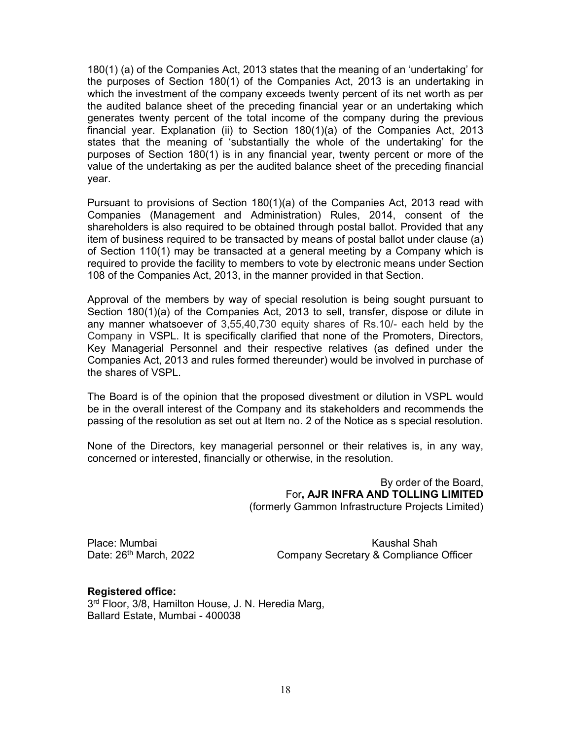180(1) (a) of the Companies Act, 2013 states that the meaning of an 'undertaking' for the purposes of Section 180(1) of the Companies Act, 2013 is an undertaking in which the investment of the company exceeds twenty percent of its net worth as per the audited balance sheet of the preceding financial year or an undertaking which generates twenty percent of the total income of the company during the previous financial year. Explanation (ii) to Section 180(1)(a) of the Companies Act, 2013 states that the meaning of 'substantially the whole of the undertaking' for the purposes of Section 180(1) is in any financial year, twenty percent or more of the value of the undertaking as per the audited balance sheet of the preceding financial year.

Pursuant to provisions of Section 180(1)(a) of the Companies Act, 2013 read with Companies (Management and Administration) Rules, 2014, consent of the shareholders is also required to be obtained through postal ballot. Provided that any item of business required to be transacted by means of postal ballot under clause (a) of Section 110(1) may be transacted at a general meeting by a Company which is required to provide the facility to members to vote by electronic means under Section 108 of the Companies Act, 2013, in the manner provided in that Section.

Approval of the members by way of special resolution is being sought pursuant to Section 180(1)(a) of the Companies Act, 2013 to sell, transfer, dispose or dilute in any manner whatsoever of 3,55,40,730 equity shares of Rs.10/- each held by the Company in VSPL. It is specifically clarified that none of the Promoters, Directors, Key Managerial Personnel and their respective relatives (as defined under the Companies Act, 2013 and rules formed thereunder) would be involved in purchase of the shares of VSPL.

The Board is of the opinion that the proposed divestment or dilution in VSPL would be in the overall interest of the Company and its stakeholders and recommends the passing of the resolution as set out at Item no. 2 of the Notice as s special resolution.

None of the Directors, key managerial personnel or their relatives is, in any way, concerned or interested, financially or otherwise, in the resolution.

By order of the Board,
For**, AJR INFRA AND TOLLING LIMITED**
(formerly Gammon Infrastructure Projects Limited)

Place: Mumbai
Date: 26th March, 2022

Kaushal Shah
Company Secretary & Compliance Officer

**Registered office:**
3rd Floor, 3/8, Hamilton House, J. N. Heredia Marg,
Ballard Estate, Mumbai - 400038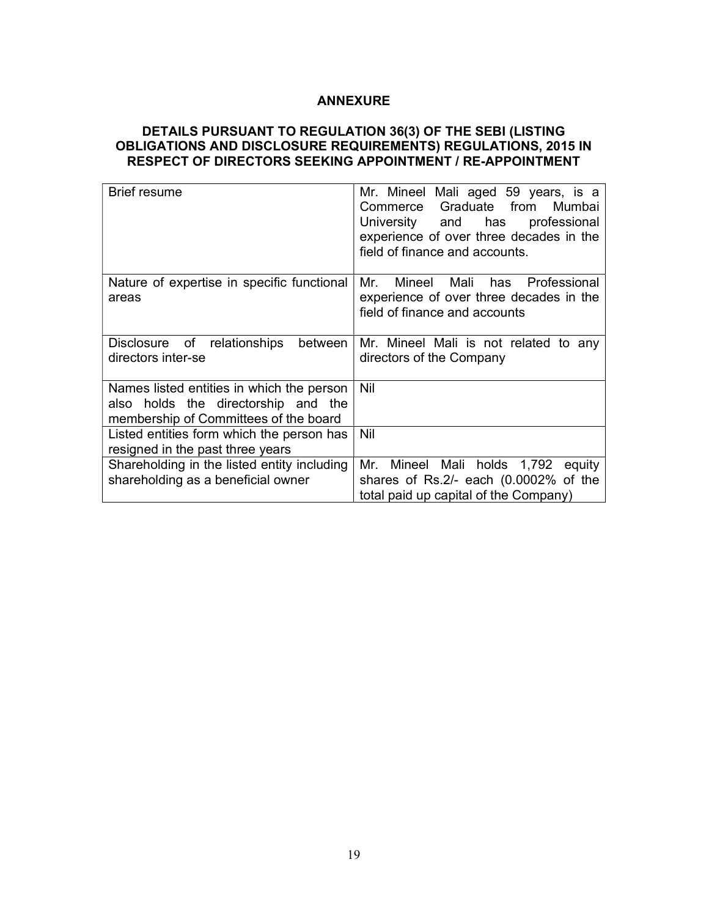# ANNEXURE

## DETAILS PURSUANT TO REGULATION 36(3) OF THE SEBI (LISTING OBLIGATIONS AND DISCLOSURE REQUIREMENTS) REGULATIONS, 2015 IN RESPECT OF DIRECTORS SEEKING APPOINTMENT / RE-APPOINTMENT

| | |
|---|---|
| Brief resume | Mr. Mineel Mali aged 59 years, is a Commerce Graduate from Mumbai University and has professional experience of over three decades in the field of finance and accounts. |
| Nature of expertise in specific functional areas | Mr. Mineel Mali has Professional experience of over three decades in the field of finance and accounts |
| Disclosure of relationships between directors inter-se | Mr. Mineel Mali is not related to any directors of the Company |
| Names listed entities in which the person also holds the directorship and the membership of Committees of the board | Nil |
| Listed entities form which the person has resigned in the past three years | Nil |
| Shareholding in the listed entity including shareholding as a beneficial owner | Mr. Mineel Mali holds 1,792 equity shares of Rs.2/- each (0.0002% of the total paid up capital of the Company) |